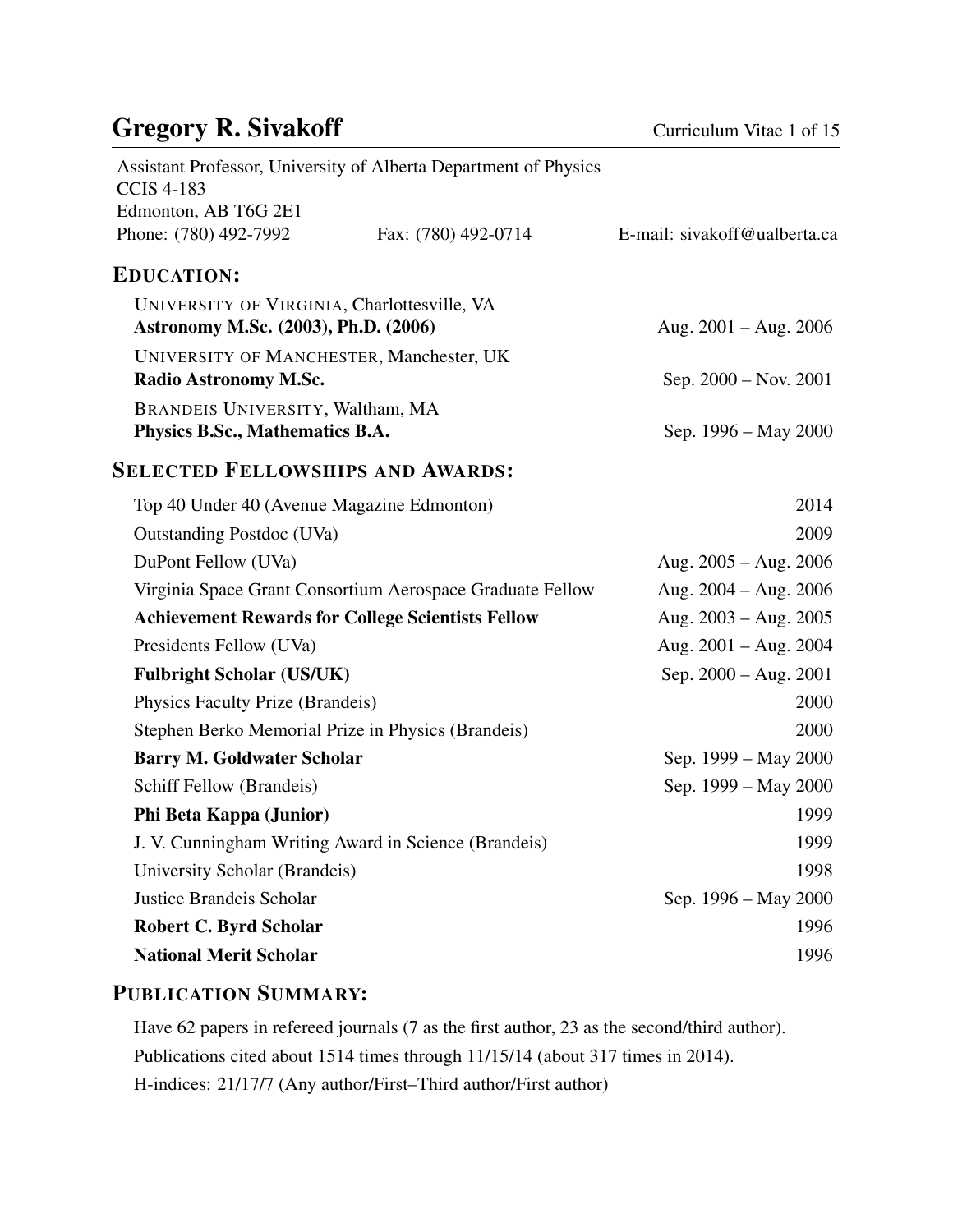# Gregory R. Sivakoff

Assistant Professor, University of Alberta Department of Physics
CCIS 4-183
Edmonton, AB T6G 2E1
Phone: (780) 492-7992 Fax: (780) 492-0714 E-mail: sivakoff@ualberta.ca

## EDUCATION:

UNIVERSITY OF VIRGINIA, Charlottesville, VA
**Astronomy M.Sc. (2003), Ph.D. (2006)** Aug. 2001 – Aug. 2006

UNIVERSITY OF MANCHESTER, Manchester, UK
**Radio Astronomy M.Sc.** Sep. 2000 – Nov. 2001

BRANDEIS UNIVERSITY, Waltham, MA
**Physics B.Sc., Mathematics B.A.** Sep. 1996 – May 2000

## SELECTED FELLOWSHIPS AND AWARDS:

| Award | Date |
|---|---|
| Top 40 Under 40 (Avenue Magazine Edmonton) | 2014 |
| Outstanding Postdoc (UVa) | 2009 |
| DuPont Fellow (UVa) | Aug. 2005 – Aug. 2006 |
| Virginia Space Grant Consortium Aerospace Graduate Fellow | Aug. 2004 – Aug. 2006 |
| **Achievement Rewards for College Scientists Fellow** | Aug. 2003 – Aug. 2005 |
| Presidents Fellow (UVa) | Aug. 2001 – Aug. 2004 |
| **Fulbright Scholar (US/UK)** | Sep. 2000 – Aug. 2001 |
| Physics Faculty Prize (Brandeis) | 2000 |
| Stephen Berko Memorial Prize in Physics (Brandeis) | 2000 |
| **Barry M. Goldwater Scholar** | Sep. 1999 – May 2000 |
| Schiff Fellow (Brandeis) | Sep. 1999 – May 2000 |
| **Phi Beta Kappa (Junior)** | 1999 |
| J. V. Cunningham Writing Award in Science (Brandeis) | 1999 |
| University Scholar (Brandeis) | 1998 |
| Justice Brandeis Scholar | Sep. 1996 – May 2000 |
| **Robert C. Byrd Scholar** | 1996 |
| **National Merit Scholar** | 1996 |

## PUBLICATION SUMMARY:

Have 62 papers in refereed journals (7 as the first author, 23 as the second/third author).

Publications cited about 1514 times through 11/15/14 (about 317 times in 2014).

H-indices: 21/17/7 (Any author/First–Third author/First author)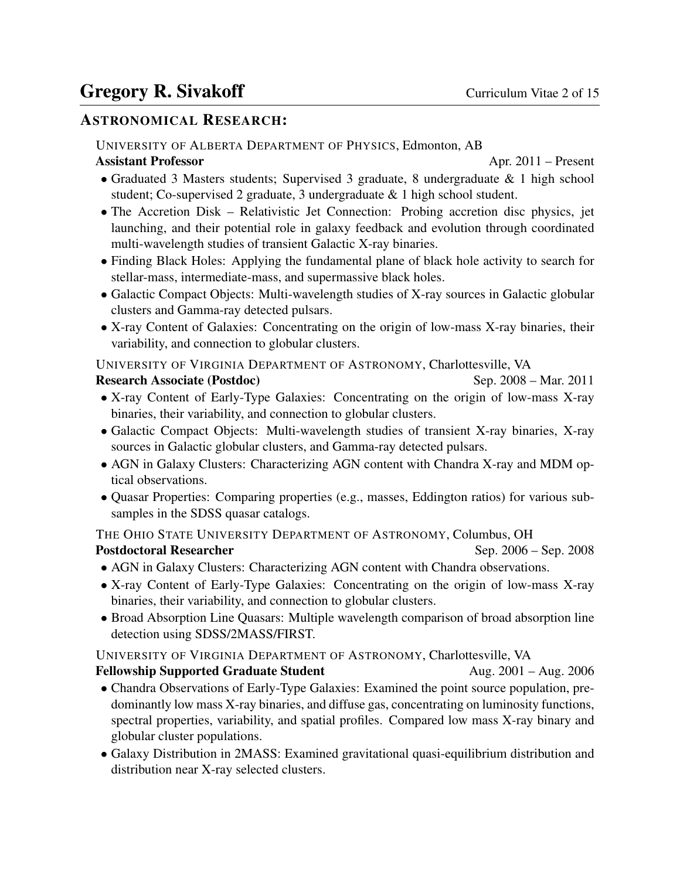## ASTRONOMICAL RESEARCH:

UNIVERSITY OF ALBERTA DEPARTMENT OF PHYSICS, Edmonton, AB

**Assistant Professor** Apr. 2011 – Present

- Graduated 3 Masters students; Supervised 3 graduate, 8 undergraduate & 1 high school student; Co-supervised 2 graduate, 3 undergraduate & 1 high school student.
- The Accretion Disk – Relativistic Jet Connection: Probing accretion disc physics, jet launching, and their potential role in galaxy feedback and evolution through coordinated multi-wavelength studies of transient Galactic X-ray binaries.
- Finding Black Holes: Applying the fundamental plane of black hole activity to search for stellar-mass, intermediate-mass, and supermassive black holes.
- Galactic Compact Objects: Multi-wavelength studies of X-ray sources in Galactic globular clusters and Gamma-ray detected pulsars.
- X-ray Content of Galaxies: Concentrating on the origin of low-mass X-ray binaries, their variability, and connection to globular clusters.

UNIVERSITY OF VIRGINIA DEPARTMENT OF ASTRONOMY, Charlottesville, VA

**Research Associate (Postdoc)** Sep. 2008 – Mar. 2011

- X-ray Content of Early-Type Galaxies: Concentrating on the origin of low-mass X-ray binaries, their variability, and connection to globular clusters.
- Galactic Compact Objects: Multi-wavelength studies of transient X-ray binaries, X-ray sources in Galactic globular clusters, and Gamma-ray detected pulsars.
- AGN in Galaxy Clusters: Characterizing AGN content with Chandra X-ray and MDM optical observations.
- Quasar Properties: Comparing properties (e.g., masses, Eddington ratios) for various subsamples in the SDSS quasar catalogs.

THE OHIO STATE UNIVERSITY DEPARTMENT OF ASTRONOMY, Columbus, OH

**Postdoctoral Researcher** Sep. 2006 – Sep. 2008

- AGN in Galaxy Clusters: Characterizing AGN content with Chandra observations.
- X-ray Content of Early-Type Galaxies: Concentrating on the origin of low-mass X-ray binaries, their variability, and connection to globular clusters.
- Broad Absorption Line Quasars: Multiple wavelength comparison of broad absorption line detection using SDSS/2MASS/FIRST.

UNIVERSITY OF VIRGINIA DEPARTMENT OF ASTRONOMY, Charlottesville, VA

**Fellowship Supported Graduate Student** Aug. 2001 – Aug. 2006

- Chandra Observations of Early-Type Galaxies: Examined the point source population, predominantly low mass X-ray binaries, and diffuse gas, concentrating on luminosity functions, spectral properties, variability, and spatial profiles. Compared low mass X-ray binary and globular cluster populations.
- Galaxy Distribution in 2MASS: Examined gravitational quasi-equilibrium distribution and distribution near X-ray selected clusters.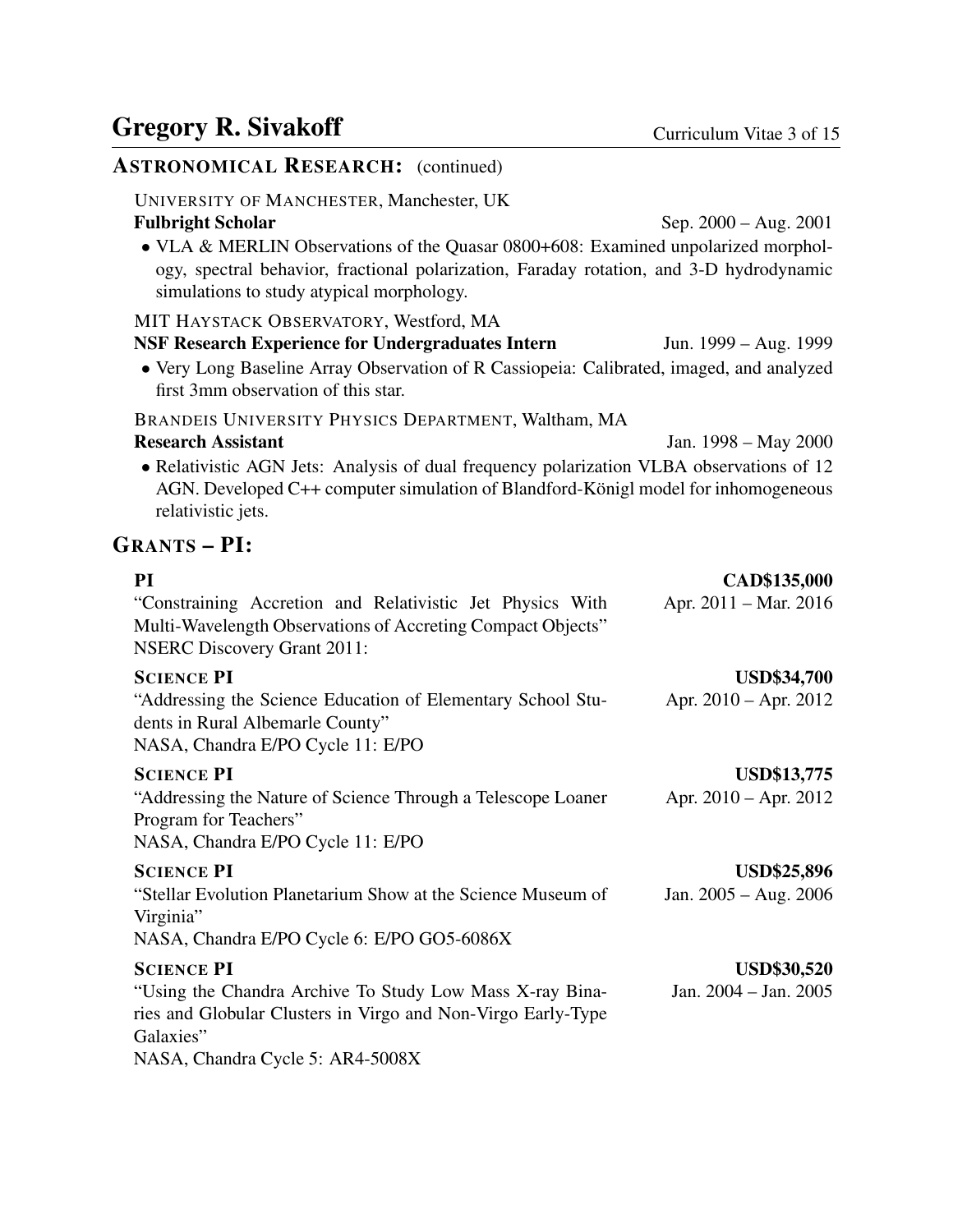## Astronomical Research: (continued)

University of Manchester, Manchester, UK

**Fulbright Scholar** Sep. 2000 – Aug. 2001

- VLA & MERLIN Observations of the Quasar 0800+608: Examined unpolarized morphology, spectral behavior, fractional polarization, Faraday rotation, and 3-D hydrodynamic simulations to study atypical morphology.

MIT Haystack Observatory, Westford, MA

**NSF Research Experience for Undergraduates Intern** Jun. 1999 – Aug. 1999

- Very Long Baseline Array Observation of R Cassiopeia: Calibrated, imaged, and analyzed first 3mm observation of this star.

Brandeis University Physics Department, Waltham, MA

**Research Assistant** Jan. 1998 – May 2000

- Relativistic AGN Jets: Analysis of dual frequency polarization VLBA observations of 12 AGN. Developed C++ computer simulation of Blandford-Königl model for inhomogeneous relativistic jets.

## Grants – PI:

**PI** **CAD$135,000**
"Constraining Accretion and Relativistic Jet Physics With Multi-Wavelength Observations of Accreting Compact Objects" Apr. 2011 – Mar. 2016
NSERC Discovery Grant 2011:

**Science PI** **USD$34,700**
"Addressing the Science Education of Elementary School Students in Rural Albemarle County" Apr. 2010 – Apr. 2012
NASA, Chandra E/PO Cycle 11: E/PO

**Science PI** **USD$13,775**
"Addressing the Nature of Science Through a Telescope Loaner Program for Teachers" Apr. 2010 – Apr. 2012
NASA, Chandra E/PO Cycle 11: E/PO

**Science PI** **USD$25,896**
"Stellar Evolution Planetarium Show at the Science Museum of Virginia" Jan. 2005 – Aug. 2006
NASA, Chandra E/PO Cycle 6: E/PO GO5-6086X

**Science PI** **USD$30,520**
"Using the Chandra Archive To Study Low Mass X-ray Binaries and Globular Clusters in Virgo and Non-Virgo Early-Type Galaxies" Jan. 2004 – Jan. 2005
NASA, Chandra Cycle 5: AR4-5008X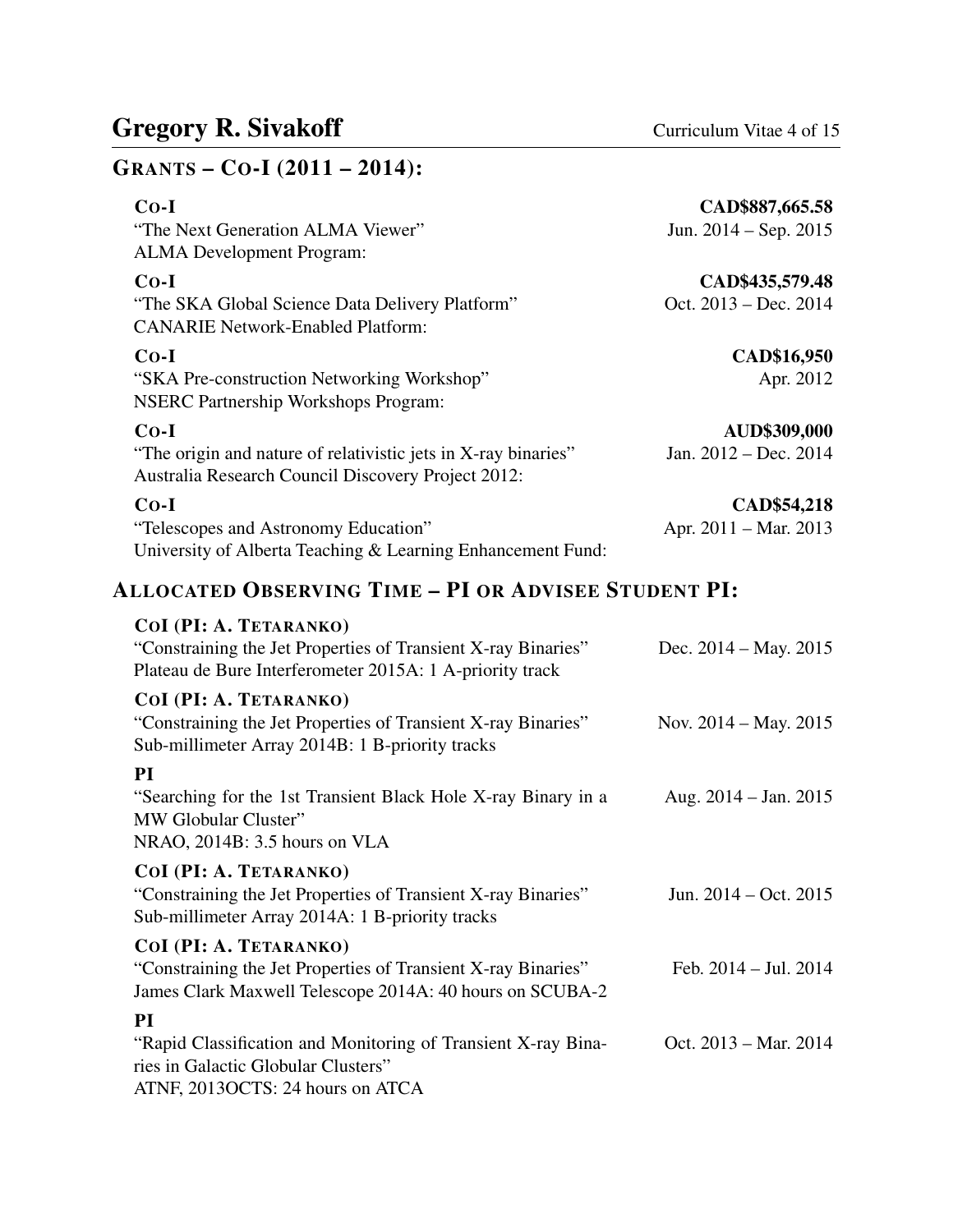## Grants – Co-I (2011 – 2014):

**Co-I** — **CAD$887,665.58**
"The Next Generation ALMA Viewer" — Jun. 2014 – Sep. 2015
ALMA Development Program:

**Co-I** — **CAD$435,579.48**
"The SKA Global Science Data Delivery Platform" — Oct. 2013 – Dec. 2014
CANARIE Network-Enabled Platform:

**Co-I** — **CAD$16,950**
"SKA Pre-construction Networking Workshop" — Apr. 2012
NSERC Partnership Workshops Program:

**Co-I** — **AUD$309,000**
"The origin and nature of relativistic jets in X-ray binaries" — Jan. 2012 – Dec. 2014
Australia Research Council Discovery Project 2012:

**Co-I** — **CAD$54,218**
"Telescopes and Astronomy Education" — Apr. 2011 – Mar. 2013
University of Alberta Teaching & Learning Enhancement Fund:

## Allocated Observing Time – PI or Advisee Student PI:

**CoI (PI: A. Tetaranko)**
"Constraining the Jet Properties of Transient X-ray Binaries" — Dec. 2014 – May. 2015
Plateau de Bure Interferometer 2015A: 1 A-priority track

**CoI (PI: A. Tetaranko)**
"Constraining the Jet Properties of Transient X-ray Binaries" — Nov. 2014 – May. 2015
Sub-millimeter Array 2014B: 1 B-priority tracks

**PI**
"Searching for the 1st Transient Black Hole X-ray Binary in a MW Globular Cluster" — Aug. 2014 – Jan. 2015
NRAO, 2014B: 3.5 hours on VLA

**CoI (PI: A. Tetaranko)**
"Constraining the Jet Properties of Transient X-ray Binaries" — Jun. 2014 – Oct. 2015
Sub-millimeter Array 2014A: 1 B-priority tracks

**CoI (PI: A. Tetaranko)**
"Constraining the Jet Properties of Transient X-ray Binaries" — Feb. 2014 – Jul. 2014
James Clark Maxwell Telescope 2014A: 40 hours on SCUBA-2

**PI**
"Rapid Classification and Monitoring of Transient X-ray Binaries in Galactic Globular Clusters" — Oct. 2013 – Mar. 2014
ATNF, 2013OCTS: 24 hours on ATCA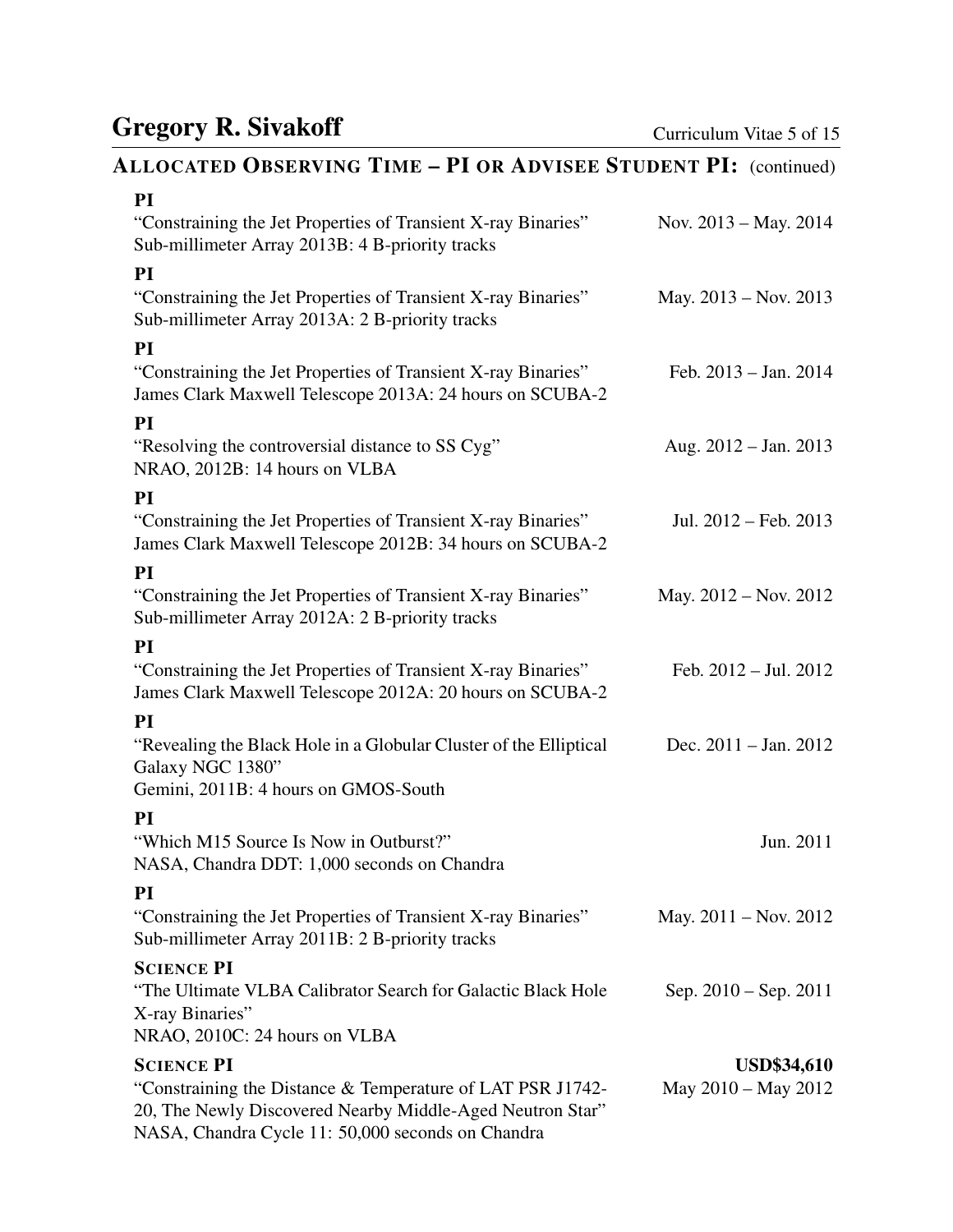## Allocated Observing Time – PI or Advisee Student PI: (continued)

**PI**
"Constraining the Jet Properties of Transient X-ray Binaries" — Nov. 2013 – May. 2014
Sub-millimeter Array 2013B: 4 B-priority tracks

**PI**
"Constraining the Jet Properties of Transient X-ray Binaries" — May. 2013 – Nov. 2013
Sub-millimeter Array 2013A: 2 B-priority tracks

**PI**
"Constraining the Jet Properties of Transient X-ray Binaries" — Feb. 2013 – Jan. 2014
James Clark Maxwell Telescope 2013A: 24 hours on SCUBA-2

**PI**
"Resolving the controversial distance to SS Cyg" — Aug. 2012 – Jan. 2013
NRAO, 2012B: 14 hours on VLBA

**PI**
"Constraining the Jet Properties of Transient X-ray Binaries" — Jul. 2012 – Feb. 2013
James Clark Maxwell Telescope 2012B: 34 hours on SCUBA-2

**PI**
"Constraining the Jet Properties of Transient X-ray Binaries" — May. 2012 – Nov. 2012
Sub-millimeter Array 2012A: 2 B-priority tracks

**PI**
"Constraining the Jet Properties of Transient X-ray Binaries" — Feb. 2012 – Jul. 2012
James Clark Maxwell Telescope 2012A: 20 hours on SCUBA-2

**PI**
"Revealing the Black Hole in a Globular Cluster of the Elliptical Galaxy NGC 1380" — Dec. 2011 – Jan. 2012
Gemini, 2011B: 4 hours on GMOS-South

**PI**
"Which M15 Source Is Now in Outburst?" — Jun. 2011
NASA, Chandra DDT: 1,000 seconds on Chandra

**PI**
"Constraining the Jet Properties of Transient X-ray Binaries" — May. 2011 – Nov. 2012
Sub-millimeter Array 2011B: 2 B-priority tracks

**Science PI**
"The Ultimate VLBA Calibrator Search for Galactic Black Hole X-ray Binaries" — Sep. 2010 – Sep. 2011
NRAO, 2010C: 24 hours on VLBA

**Science PI** — **USD$34,610**
"Constraining the Distance & Temperature of LAT PSR J1742-20, The Newly Discovered Nearby Middle-Aged Neutron Star" — May 2010 – May 2012
NASA, Chandra Cycle 11: 50,000 seconds on Chandra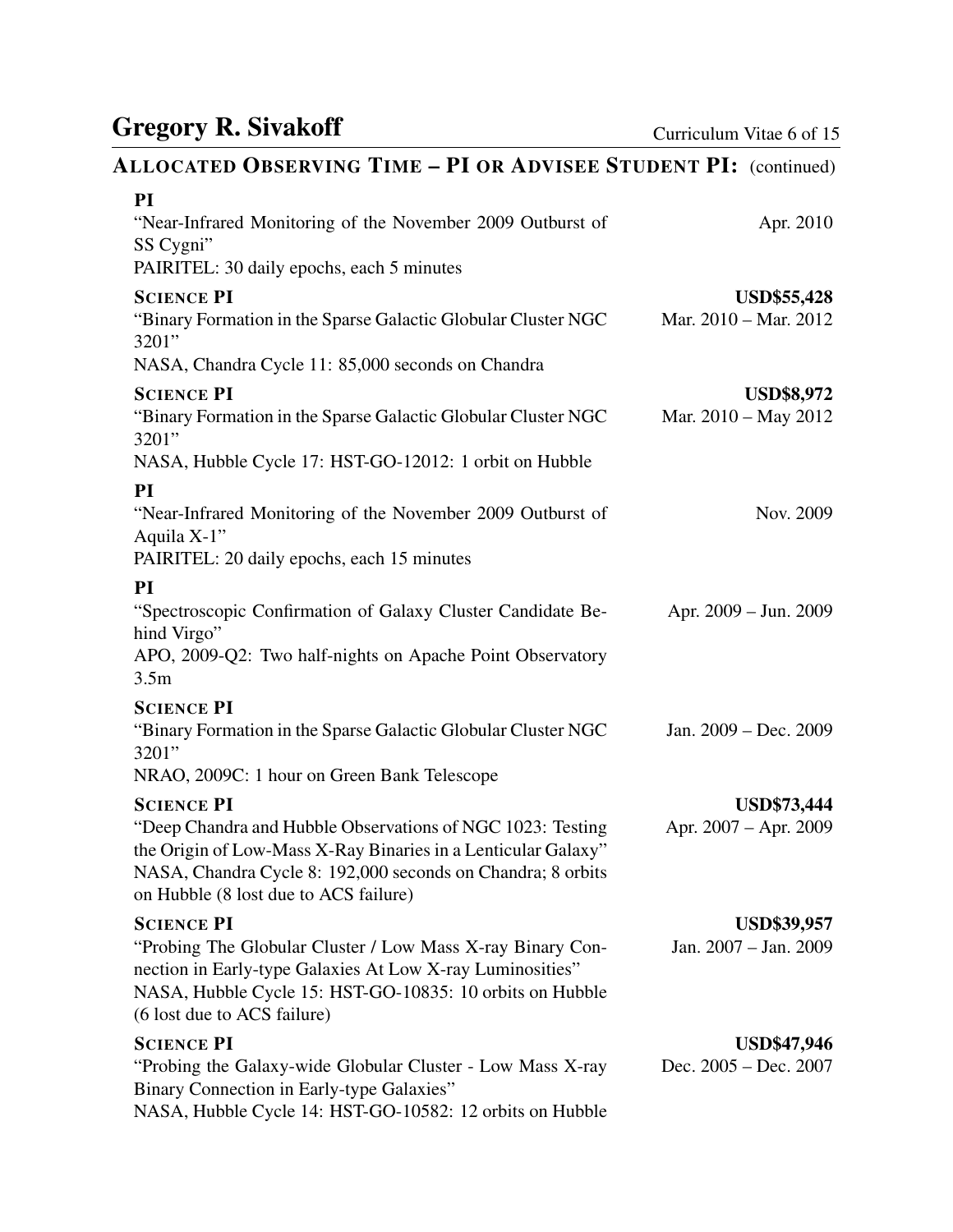## ALLOCATED OBSERVING TIME – PI OR ADVISEE STUDENT PI: (continued)

**PI**
"Near-Infrared Monitoring of the November 2009 Outburst of SS Cygni" — Apr. 2010
PAIRITEL: 30 daily epochs, each 5 minutes

**SCIENCE PI** — **USD$55,428**
"Binary Formation in the Sparse Galactic Globular Cluster NGC 3201" — Mar. 2010 – Mar. 2012
NASA, Chandra Cycle 11: 85,000 seconds on Chandra

**SCIENCE PI** — **USD$8,972**
"Binary Formation in the Sparse Galactic Globular Cluster NGC 3201" — Mar. 2010 – May 2012
NASA, Hubble Cycle 17: HST-GO-12012: 1 orbit on Hubble

**PI**
"Near-Infrared Monitoring of the November 2009 Outburst of Aquila X-1" — Nov. 2009
PAIRITEL: 20 daily epochs, each 15 minutes

**PI**
"Spectroscopic Confirmation of Galaxy Cluster Candidate Behind Virgo" — Apr. 2009 – Jun. 2009
APO, 2009-Q2: Two half-nights on Apache Point Observatory 3.5m

**SCIENCE PI**
"Binary Formation in the Sparse Galactic Globular Cluster NGC 3201" — Jan. 2009 – Dec. 2009
NRAO, 2009C: 1 hour on Green Bank Telescope

**SCIENCE PI** — **USD$73,444**
"Deep Chandra and Hubble Observations of NGC 1023: Testing the Origin of Low-Mass X-Ray Binaries in a Lenticular Galaxy" — Apr. 2007 – Apr. 2009
NASA, Chandra Cycle 8: 192,000 seconds on Chandra; 8 orbits on Hubble (8 lost due to ACS failure)

**SCIENCE PI** — **USD$39,957**
"Probing The Globular Cluster / Low Mass X-ray Binary Connection in Early-type Galaxies At Low X-ray Luminosities" — Jan. 2007 – Jan. 2009
NASA, Hubble Cycle 15: HST-GO-10835: 10 orbits on Hubble (6 lost due to ACS failure)

**SCIENCE PI** — **USD$47,946**
"Probing the Galaxy-wide Globular Cluster - Low Mass X-ray Binary Connection in Early-type Galaxies" — Dec. 2005 – Dec. 2007
NASA, Hubble Cycle 14: HST-GO-10582: 12 orbits on Hubble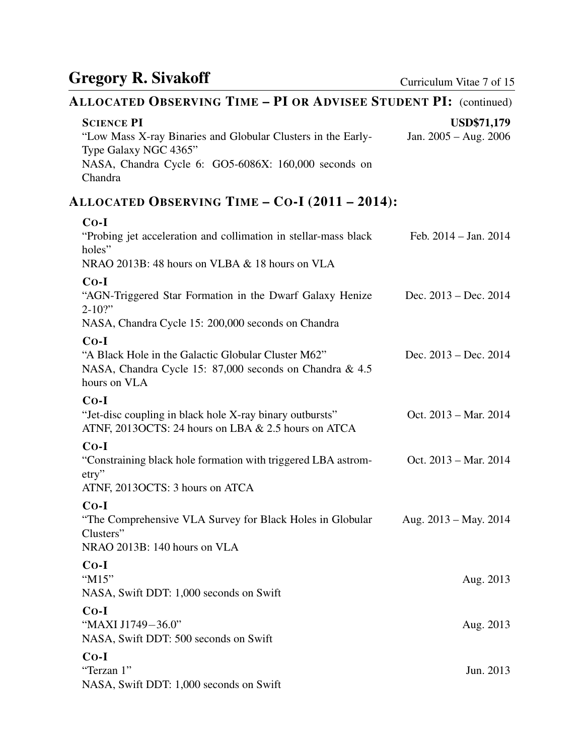## ALLOCATED OBSERVING TIME – PI OR ADVISEE STUDENT PI: (continued)

**SCIENCE PI** — **USD$71,179**
"Low Mass X-ray Binaries and Globular Clusters in the Early-Type Galaxy NGC 4365" — Jan. 2005 – Aug. 2006
NASA, Chandra Cycle 6: GO5-6086X: 160,000 seconds on Chandra

## ALLOCATED OBSERVING TIME – CO-I (2011 – 2014):

**CO-I**
"Probing jet acceleration and collimation in stellar-mass black holes" — Feb. 2014 – Jan. 2014
NRAO 2013B: 48 hours on VLBA & 18 hours on VLA

**CO-I**
"AGN-Triggered Star Formation in the Dwarf Galaxy Henize 2-10?" — Dec. 2013 – Dec. 2014
NASA, Chandra Cycle 15: 200,000 seconds on Chandra

**CO-I**
"A Black Hole in the Galactic Globular Cluster M62" — Dec. 2013 – Dec. 2014
NASA, Chandra Cycle 15: 87,000 seconds on Chandra & 4.5 hours on VLA

**CO-I**
"Jet-disc coupling in black hole X-ray binary outbursts" — Oct. 2013 – Mar. 2014
ATNF, 2013OCTS: 24 hours on LBA & 2.5 hours on ATCA

**CO-I**
"Constraining black hole formation with triggered LBA astrometry" — Oct. 2013 – Mar. 2014
ATNF, 2013OCTS: 3 hours on ATCA

**CO-I**
"The Comprehensive VLA Survey for Black Holes in Globular Clusters" — Aug. 2013 – May. 2014
NRAO 2013B: 140 hours on VLA

**CO-I**
"M15" — Aug. 2013
NASA, Swift DDT: 1,000 seconds on Swift

**CO-I**
"MAXI J1749−36.0" — Aug. 2013
NASA, Swift DDT: 500 seconds on Swift

**CO-I**
"Terzan 1" — Jun. 2013
NASA, Swift DDT: 1,000 seconds on Swift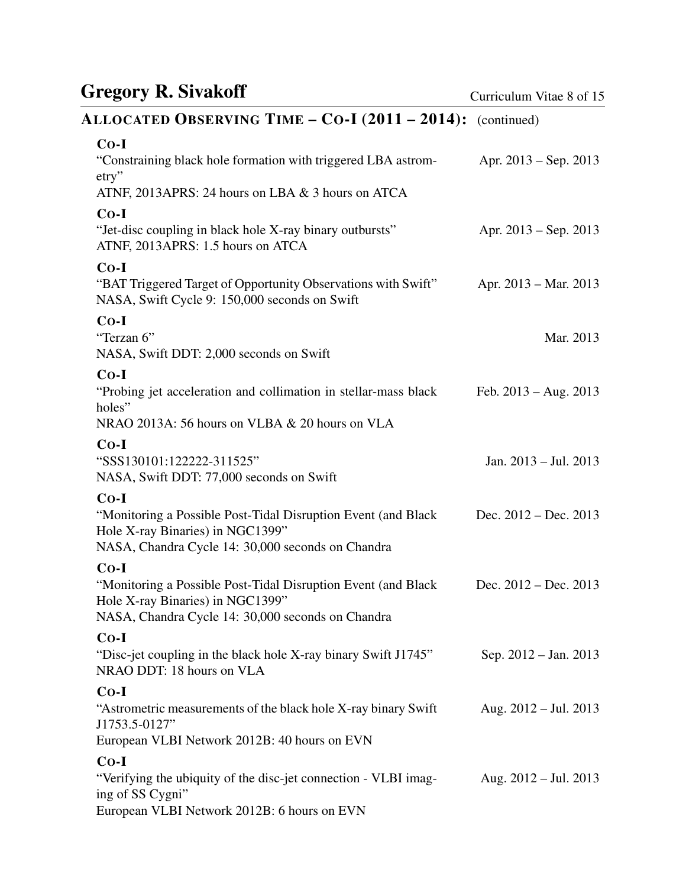## Allocated Observing Time – Co-I (2011 – 2014): (continued)

**Co-I**
"Constraining black hole formation with triggered LBA astrometry" — Apr. 2013 – Sep. 2013
ATNF, 2013APRS: 24 hours on LBA & 3 hours on ATCA

**Co-I**
"Jet-disc coupling in black hole X-ray binary outbursts" — Apr. 2013 – Sep. 2013
ATNF, 2013APRS: 1.5 hours on ATCA

**Co-I**
"BAT Triggered Target of Opportunity Observations with Swift" — Apr. 2013 – Mar. 2013
NASA, Swift Cycle 9: 150,000 seconds on Swift

**Co-I**
"Terzan 6" — Mar. 2013
NASA, Swift DDT: 2,000 seconds on Swift

**Co-I**
"Probing jet acceleration and collimation in stellar-mass black holes" — Feb. 2013 – Aug. 2013
NRAO 2013A: 56 hours on VLBA & 20 hours on VLA

**Co-I**
"SSS130101:122222-311525" — Jan. 2013 – Jul. 2013
NASA, Swift DDT: 77,000 seconds on Swift

**Co-I**
"Monitoring a Possible Post-Tidal Disruption Event (and Black Hole X-ray Binaries) in NGC1399" — Dec. 2012 – Dec. 2013
NASA, Chandra Cycle 14: 30,000 seconds on Chandra

**Co-I**
"Monitoring a Possible Post-Tidal Disruption Event (and Black Hole X-ray Binaries) in NGC1399" — Dec. 2012 – Dec. 2013
NASA, Chandra Cycle 14: 30,000 seconds on Chandra

**Co-I**
"Disc-jet coupling in the black hole X-ray binary Swift J1745" — Sep. 2012 – Jan. 2013
NRAO DDT: 18 hours on VLA

**Co-I**
"Astrometric measurements of the black hole X-ray binary Swift J1753.5-0127" — Aug. 2012 – Jul. 2013
European VLBI Network 2012B: 40 hours on EVN

**Co-I**
"Verifying the ubiquity of the disc-jet connection - VLBI imaging of SS Cygni" — Aug. 2012 – Jul. 2013
European VLBI Network 2012B: 6 hours on EVN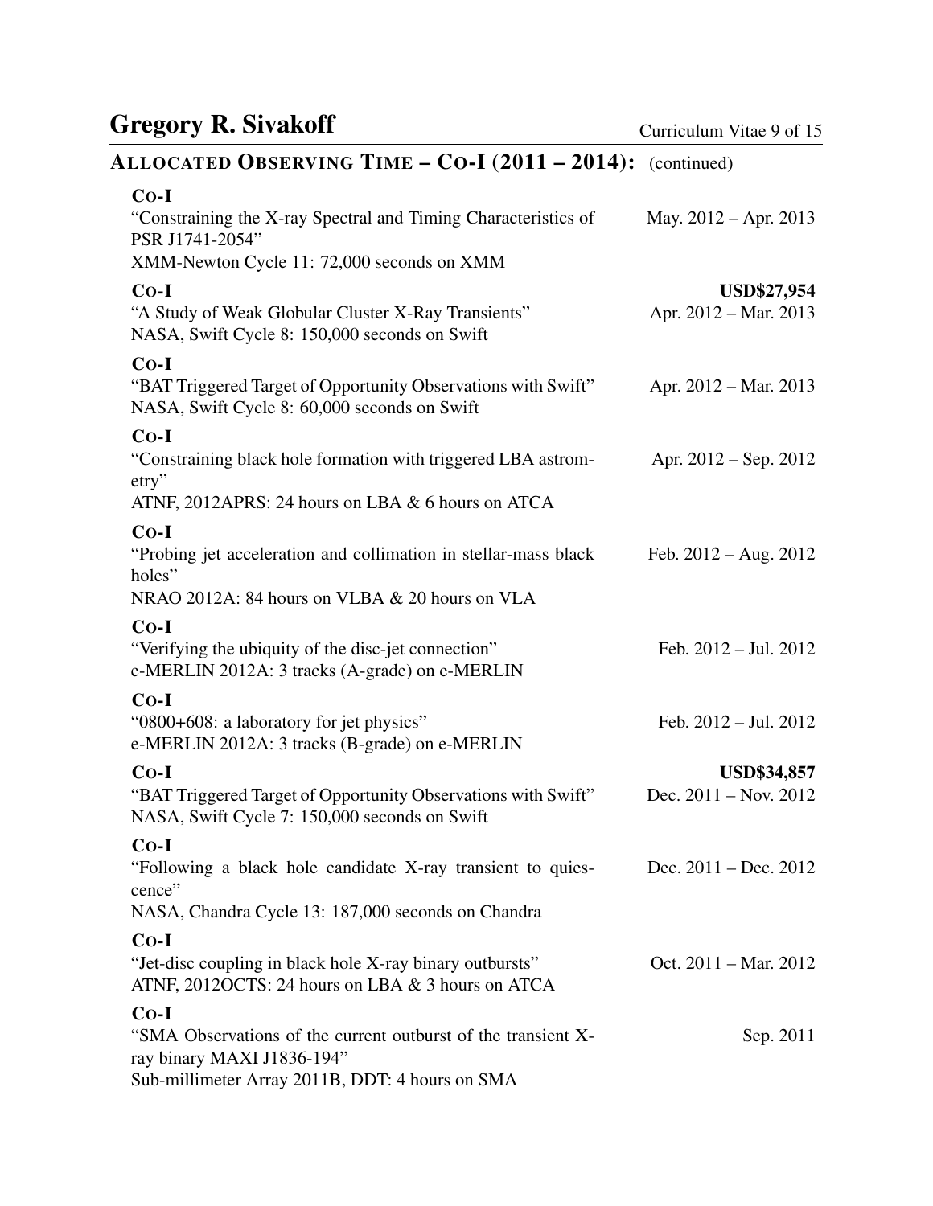## Allocated Observing Time – Co-I (2011 – 2014): (continued)

**Co-I**
"Constraining the X-ray Spectral and Timing Characteristics of PSR J1741-2054" — May. 2012 – Apr. 2013
XMM-Newton Cycle 11: 72,000 seconds on XMM

**Co-I** — **USD$27,954**
"A Study of Weak Globular Cluster X-Ray Transients" — Apr. 2012 – Mar. 2013
NASA, Swift Cycle 8: 150,000 seconds on Swift

**Co-I**
"BAT Triggered Target of Opportunity Observations with Swift" — Apr. 2012 – Mar. 2013
NASA, Swift Cycle 8: 60,000 seconds on Swift

**Co-I**
"Constraining black hole formation with triggered LBA astrometry" — Apr. 2012 – Sep. 2012
ATNF, 2012APRS: 24 hours on LBA & 6 hours on ATCA

**Co-I**
"Probing jet acceleration and collimation in stellar-mass black holes" — Feb. 2012 – Aug. 2012
NRAO 2012A: 84 hours on VLBA & 20 hours on VLA

**Co-I**
"Verifying the ubiquity of the disc-jet connection" — Feb. 2012 – Jul. 2012
e-MERLIN 2012A: 3 tracks (A-grade) on e-MERLIN

**Co-I**
"0800+608: a laboratory for jet physics" — Feb. 2012 – Jul. 2012
e-MERLIN 2012A: 3 tracks (B-grade) on e-MERLIN

**Co-I** — **USD$34,857**
"BAT Triggered Target of Opportunity Observations with Swift" — Dec. 2011 – Nov. 2012
NASA, Swift Cycle 7: 150,000 seconds on Swift

**Co-I**
"Following a black hole candidate X-ray transient to quiescence" — Dec. 2011 – Dec. 2012
NASA, Chandra Cycle 13: 187,000 seconds on Chandra

**Co-I**
"Jet-disc coupling in black hole X-ray binary outbursts" — Oct. 2011 – Mar. 2012
ATNF, 2012OCTS: 24 hours on LBA & 3 hours on ATCA

**Co-I**
"SMA Observations of the current outburst of the transient X-ray binary MAXI J1836-194" — Sep. 2011
Sub-millimeter Array 2011B, DDT: 4 hours on SMA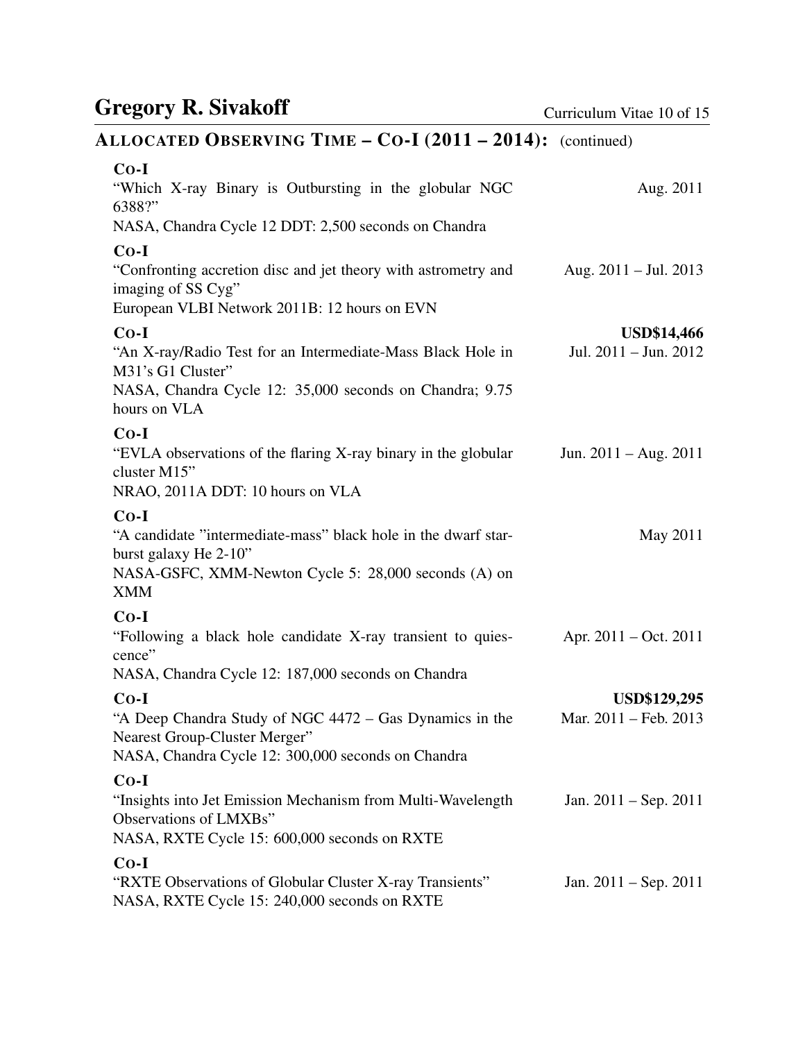## ALLOCATED OBSERVING TIME – CO-I (2011 – 2014): (continued)

**CO-I**
"Which X-ray Binary is Outbursting in the globular NGC 6388?" — Aug. 2011
NASA, Chandra Cycle 12 DDT: 2,500 seconds on Chandra

**CO-I**
"Confronting accretion disc and jet theory with astrometry and imaging of SS Cyg" — Aug. 2011 – Jul. 2013
European VLBI Network 2011B: 12 hours on EVN

**CO-I** — **USD$14,466**
"An X-ray/Radio Test for an Intermediate-Mass Black Hole in M31's G1 Cluster" — Jul. 2011 – Jun. 2012
NASA, Chandra Cycle 12: 35,000 seconds on Chandra; 9.75 hours on VLA

**CO-I**
"EVLA observations of the flaring X-ray binary in the globular cluster M15" — Jun. 2011 – Aug. 2011
NRAO, 2011A DDT: 10 hours on VLA

**CO-I**
"A candidate "intermediate-mass" black hole in the dwarf starburst galaxy He 2-10" — May 2011
NASA-GSFC, XMM-Newton Cycle 5: 28,000 seconds (A) on XMM

**CO-I**
"Following a black hole candidate X-ray transient to quiescence" — Apr. 2011 – Oct. 2011
NASA, Chandra Cycle 12: 187,000 seconds on Chandra

**CO-I** — **USD$129,295**
"A Deep Chandra Study of NGC 4472 – Gas Dynamics in the Nearest Group-Cluster Merger" — Mar. 2011 – Feb. 2013
NASA, Chandra Cycle 12: 300,000 seconds on Chandra

**CO-I**
"Insights into Jet Emission Mechanism from Multi-Wavelength Observations of LMXBs" — Jan. 2011 – Sep. 2011
NASA, RXTE Cycle 15: 600,000 seconds on RXTE

**CO-I**
"RXTE Observations of Globular Cluster X-ray Transients" — Jan. 2011 – Sep. 2011
NASA, RXTE Cycle 15: 240,000 seconds on RXTE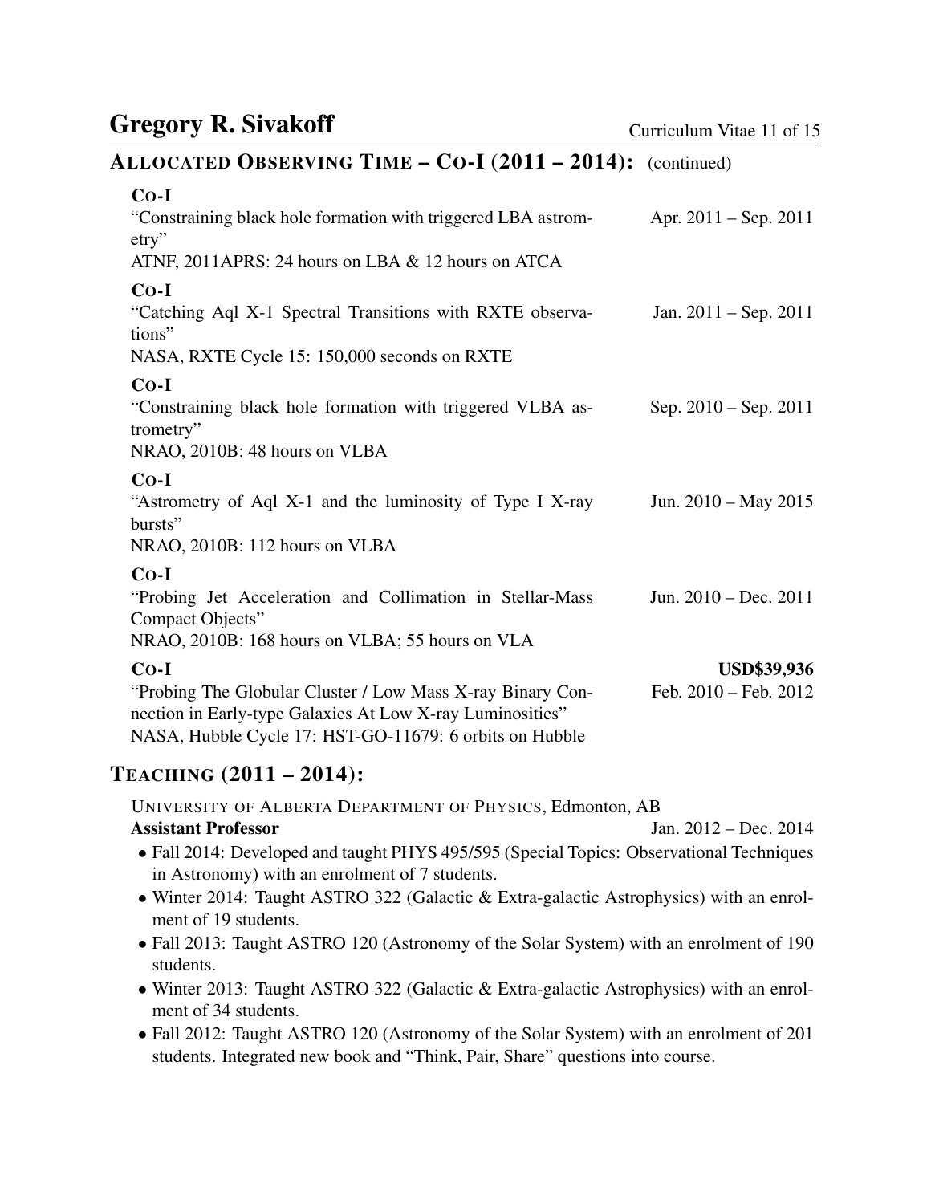## ALLOCATED OBSERVING TIME – CO-I (2011 – 2014): (continued)

**CO-I**
"Constraining black hole formation with triggered LBA astrometry" — Apr. 2011 – Sep. 2011
ATNF, 2011APRS: 24 hours on LBA & 12 hours on ATCA

**CO-I**
"Catching Aql X-1 Spectral Transitions with RXTE observations" — Jan. 2011 – Sep. 2011
NASA, RXTE Cycle 15: 150,000 seconds on RXTE

**CO-I**
"Constraining black hole formation with triggered VLBA astrometry" — Sep. 2010 – Sep. 2011
NRAO, 2010B: 48 hours on VLBA

**CO-I**
"Astrometry of Aql X-1 and the luminosity of Type I X-ray bursts" — Jun. 2010 – May 2015
NRAO, 2010B: 112 hours on VLBA

**CO-I**
"Probing Jet Acceleration and Collimation in Stellar-Mass Compact Objects" — Jun. 2010 – Dec. 2011
NRAO, 2010B: 168 hours on VLBA; 55 hours on VLA

**CO-I** — **USD$39,936**
"Probing The Globular Cluster / Low Mass X-ray Binary Connection in Early-type Galaxies At Low X-ray Luminosities" — Feb. 2010 – Feb. 2012
NASA, Hubble Cycle 17: HST-GO-11679: 6 orbits on Hubble

## TEACHING (2011 – 2014):

UNIVERSITY OF ALBERTA DEPARTMENT OF PHYSICS, Edmonton, AB
**Assistant Professor** — Jan. 2012 – Dec. 2014

- Fall 2014: Developed and taught PHYS 495/595 (Special Topics: Observational Techniques in Astronomy) with an enrolment of 7 students.
- Winter 2014: Taught ASTRO 322 (Galactic & Extra-galactic Astrophysics) with an enrolment of 19 students.
- Fall 2013: Taught ASTRO 120 (Astronomy of the Solar System) with an enrolment of 190 students.
- Winter 2013: Taught ASTRO 322 (Galactic & Extra-galactic Astrophysics) with an enrolment of 34 students.
- Fall 2012: Taught ASTRO 120 (Astronomy of the Solar System) with an enrolment of 201 students. Integrated new book and "Think, Pair, Share" questions into course.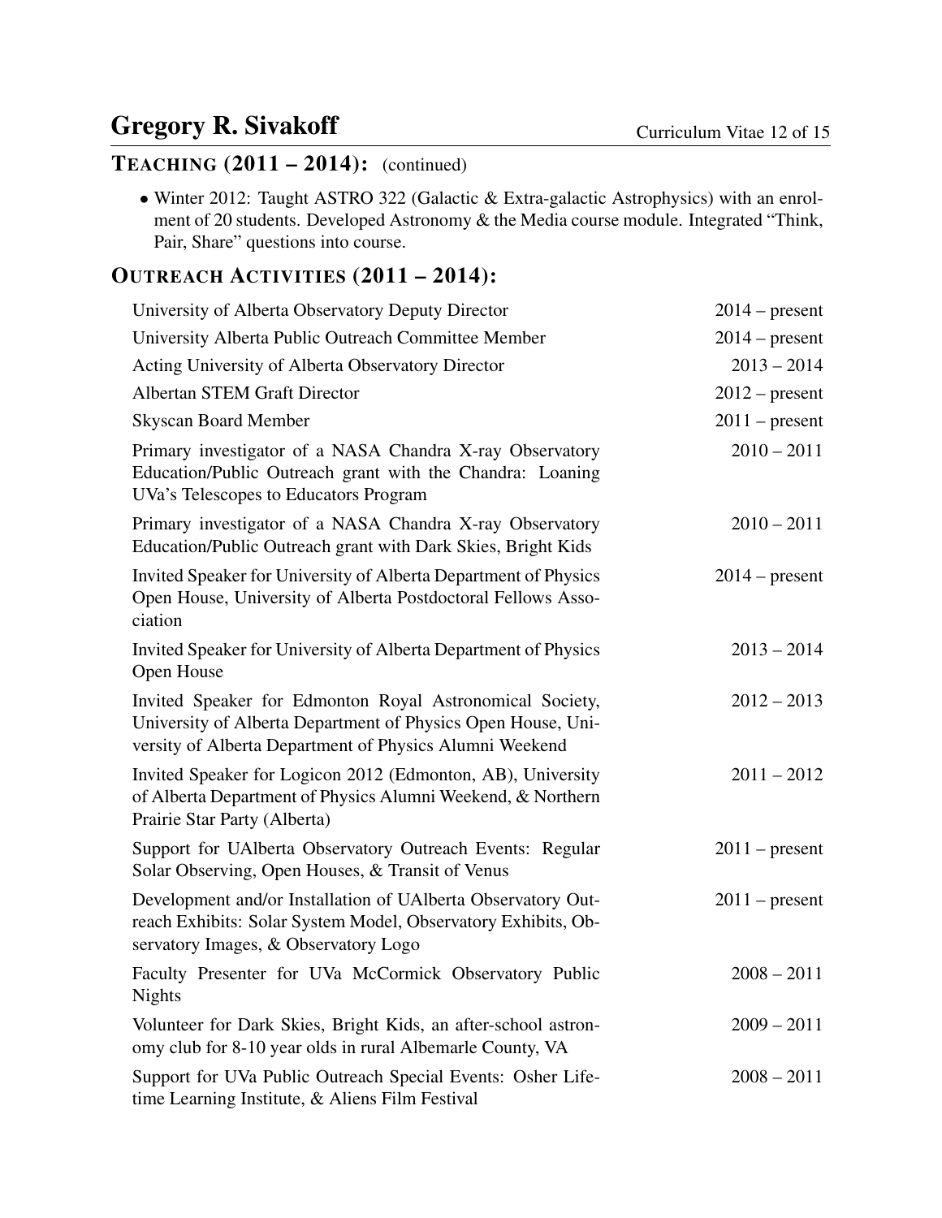## Teaching (2011 – 2014): (continued)

- Winter 2012: Taught ASTRO 322 (Galactic & Extra-galactic Astrophysics) with an enrolment of 20 students. Developed Astronomy & the Media course module. Integrated "Think, Pair, Share" questions into course.

## Outreach Activities (2011 – 2014):

| Activity | Dates |
|---|---|
| University of Alberta Observatory Deputy Director | 2014 – present |
| University Alberta Public Outreach Committee Member | 2014 – present |
| Acting University of Alberta Observatory Director | 2013 – 2014 |
| Albertan STEM Graft Director | 2012 – present |
| Skyscan Board Member | 2011 – present |
| Primary investigator of a NASA Chandra X-ray Observatory Education/Public Outreach grant with the Chandra: Loaning UVa's Telescopes to Educators Program | 2010 – 2011 |
| Primary investigator of a NASA Chandra X-ray Observatory Education/Public Outreach grant with Dark Skies, Bright Kids | 2010 – 2011 |
| Invited Speaker for University of Alberta Department of Physics Open House, University of Alberta Postdoctoral Fellows Association | 2014 – present |
| Invited Speaker for University of Alberta Department of Physics Open House | 2013 – 2014 |
| Invited Speaker for Edmonton Royal Astronomical Society, University of Alberta Department of Physics Open House, University of Alberta Department of Physics Alumni Weekend | 2012 – 2013 |
| Invited Speaker for Logicon 2012 (Edmonton, AB), University of Alberta Department of Physics Alumni Weekend, & Northern Prairie Star Party (Alberta) | 2011 – 2012 |
| Support for UAlberta Observatory Outreach Events: Regular Solar Observing, Open Houses, & Transit of Venus | 2011 – present |
| Development and/or Installation of UAlberta Observatory Outreach Exhibits: Solar System Model, Observatory Exhibits, Observatory Images, & Observatory Logo | 2011 – present |
| Faculty Presenter for UVa McCormick Observatory Public Nights | 2008 – 2011 |
| Volunteer for Dark Skies, Bright Kids, an after-school astronomy club for 8-10 year olds in rural Albemarle County, VA | 2009 – 2011 |
| Support for UVa Public Outreach Special Events: Osher Lifetime Learning Institute, & Aliens Film Festival | 2008 – 2011 |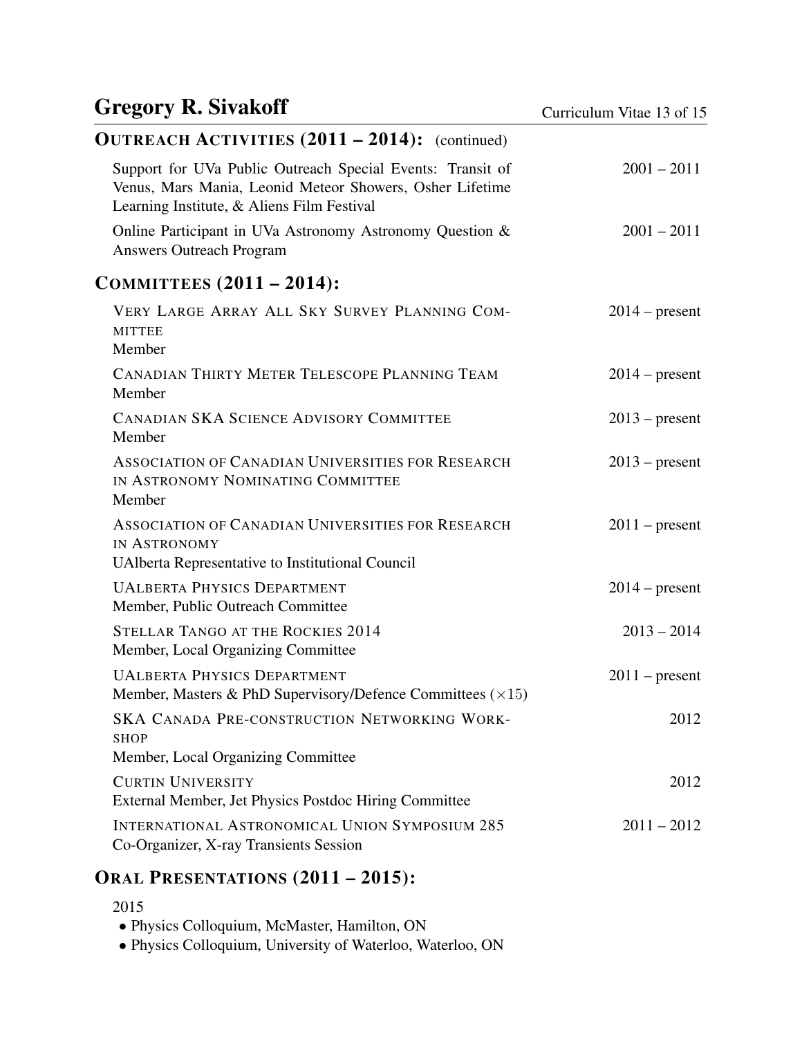## OUTREACH ACTIVITIES (2011 – 2014): (continued)

Support for UVa Public Outreach Special Events: Transit of Venus, Mars Mania, Leonid Meteor Showers, Osher Lifetime Learning Institute, & Aliens Film Festival — 2001 – 2011

Online Participant in UVa Astronomy Astronomy Question & Answers Outreach Program — 2001 – 2011

## COMMITTEES (2011 – 2014):

VERY LARGE ARRAY ALL SKY SURVEY PLANNING COMMITTEE — 2014 – present
Member

CANADIAN THIRTY METER TELESCOPE PLANNING TEAM — 2014 – present
Member

CANADIAN SKA SCIENCE ADVISORY COMMITTEE — 2013 – present
Member

ASSOCIATION OF CANADIAN UNIVERSITIES FOR RESEARCH IN ASTRONOMY NOMINATING COMMITTEE — 2013 – present
Member

ASSOCIATION OF CANADIAN UNIVERSITIES FOR RESEARCH IN ASTRONOMY — 2011 – present
UAlberta Representative to Institutional Council

UALBERTA PHYSICS DEPARTMENT — 2014 – present
Member, Public Outreach Committee

STELLAR TANGO AT THE ROCKIES 2014 — 2013 – 2014
Member, Local Organizing Committee

UALBERTA PHYSICS DEPARTMENT — 2011 – present
Member, Masters & PhD Supervisory/Defence Committees ($\times 15$)

SKA CANADA PRE-CONSTRUCTION NETWORKING WORKSHOP — 2012
Member, Local Organizing Committee

CURTIN UNIVERSITY — 2012
External Member, Jet Physics Postdoc Hiring Committee

INTERNATIONAL ASTRONOMICAL UNION SYMPOSIUM 285 — 2011 – 2012
Co-Organizer, X-ray Transients Session

## ORAL PRESENTATIONS (2011 – 2015):

2015

- Physics Colloquium, McMaster, Hamilton, ON
- Physics Colloquium, University of Waterloo, Waterloo, ON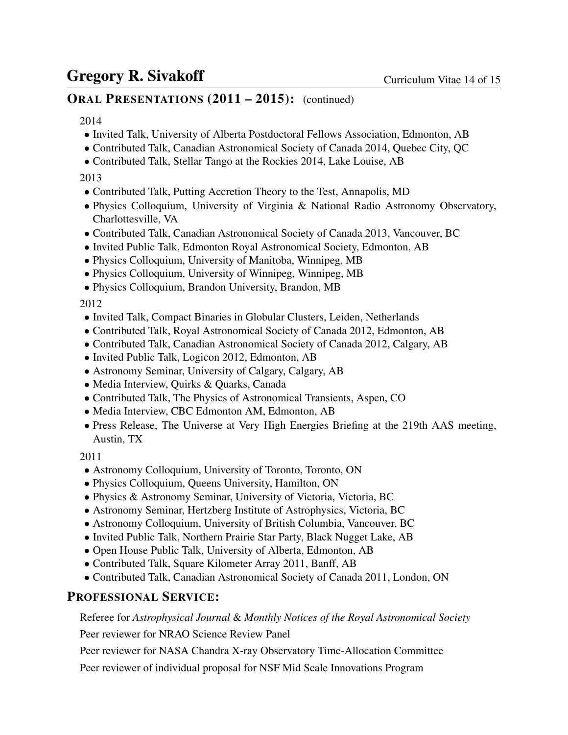## ORAL PRESENTATIONS (2011 – 2015): (continued)

2014

- Invited Talk, University of Alberta Postdoctoral Fellows Association, Edmonton, AB
- Contributed Talk, Canadian Astronomical Society of Canada 2014, Quebec City, QC
- Contributed Talk, Stellar Tango at the Rockies 2014, Lake Louise, AB

2013

- Contributed Talk, Putting Accretion Theory to the Test, Annapolis, MD
- Physics Colloquium, University of Virginia & National Radio Astronomy Observatory, Charlottesville, VA
- Contributed Talk, Canadian Astronomical Society of Canada 2013, Vancouver, BC
- Invited Public Talk, Edmonton Royal Astronomical Society, Edmonton, AB
- Physics Colloquium, University of Manitoba, Winnipeg, MB
- Physics Colloquium, University of Winnipeg, Winnipeg, MB
- Physics Colloquium, Brandon University, Brandon, MB

2012

- Invited Talk, Compact Binaries in Globular Clusters, Leiden, Netherlands
- Contributed Talk, Royal Astronomical Society of Canada 2012, Edmonton, AB
- Contributed Talk, Canadian Astronomical Society of Canada 2012, Calgary, AB
- Invited Public Talk, Logicon 2012, Edmonton, AB
- Astronomy Seminar, University of Calgary, Calgary, AB
- Media Interview, Quirks & Quarks, Canada
- Contributed Talk, The Physics of Astronomical Transients, Aspen, CO
- Media Interview, CBC Edmonton AM, Edmonton, AB
- Press Release, The Universe at Very High Energies Briefing at the 219th AAS meeting, Austin, TX

2011

- Astronomy Colloquium, University of Toronto, Toronto, ON
- Physics Colloquium, Queens University, Hamilton, ON
- Physics & Astronomy Seminar, University of Victoria, Victoria, BC
- Astronomy Seminar, Hertzberg Institute of Astrophysics, Victoria, BC
- Astronomy Colloquium, University of British Columbia, Vancouver, BC
- Invited Public Talk, Northern Prairie Star Party, Black Nugget Lake, AB
- Open House Public Talk, University of Alberta, Edmonton, AB
- Contributed Talk, Square Kilometer Array 2011, Banff, AB
- Contributed Talk, Canadian Astronomical Society of Canada 2011, London, ON

## PROFESSIONAL SERVICE:

Referee for *Astrophysical Journal* & *Monthly Notices of the Royal Astronomical Society*

Peer reviewer for NRAO Science Review Panel

Peer reviewer for NASA Chandra X-ray Observatory Time-Allocation Committee

Peer reviewer of individual proposal for NSF Mid Scale Innovations Program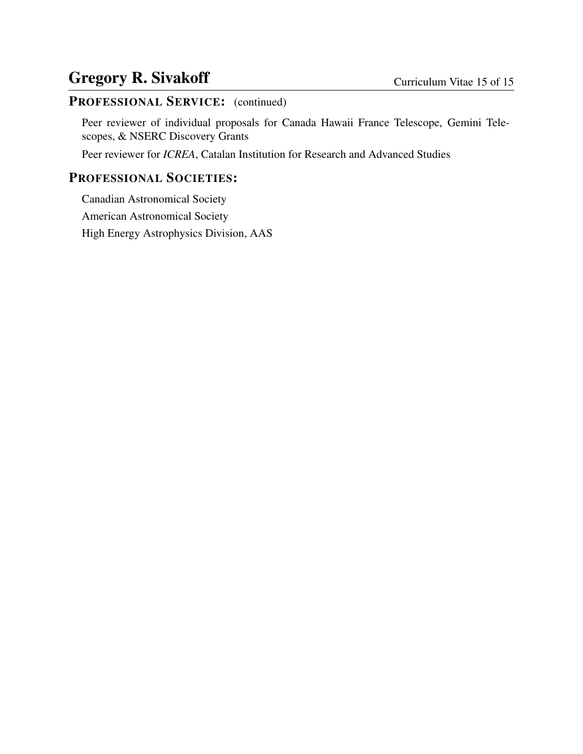## Professional Service: (continued)

Peer reviewer of individual proposals for Canada Hawaii France Telescope, Gemini Telescopes, & NSERC Discovery Grants

Peer reviewer for *ICREA*, Catalan Institution for Research and Advanced Studies

## Professional Societies:

Canadian Astronomical Society

American Astronomical Society

High Energy Astrophysics Division, AAS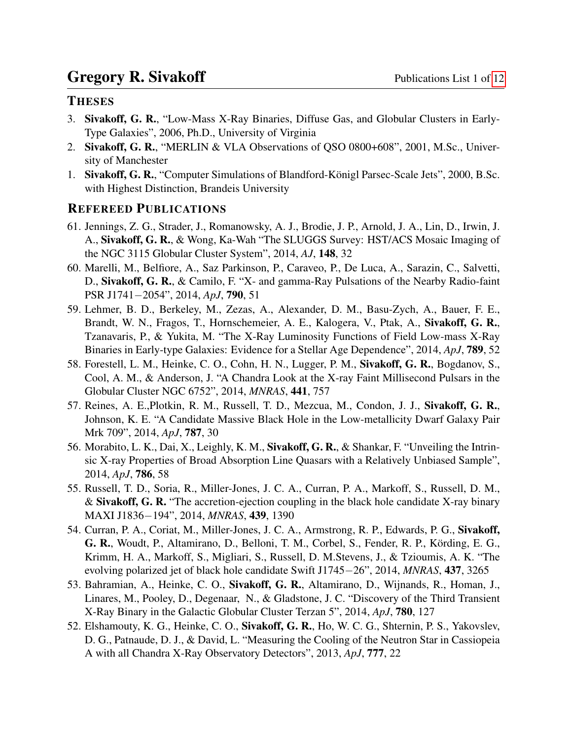# Gregory R. Sivakoff

## THESES

3. **Sivakoff, G. R.**, "Low-Mass X-Ray Binaries, Diffuse Gas, and Globular Clusters in Early-Type Galaxies", 2006, Ph.D., University of Virginia
2. **Sivakoff, G. R.**, "MERLIN & VLA Observations of QSO 0800+608", 2001, M.Sc., University of Manchester
1. **Sivakoff, G. R.**, "Computer Simulations of Blandford-Königl Parsec-Scale Jets", 2000, B.Sc. with Highest Distinction, Brandeis University

## REFEREED PUBLICATIONS

61. Jennings, Z. G., Strader, J., Romanowsky, A. J., Brodie, J. P., Arnold, J. A., Lin, D., Irwin, J. A., **Sivakoff, G. R.**, & Wong, Ka-Wah "The SLUGGS Survey: HST/ACS Mosaic Imaging of the NGC 3115 Globular Cluster System", 2014, *AJ*, **148**, 32
60. Marelli, M., Belfiore, A., Saz Parkinson, P., Caraveo, P., De Luca, A., Sarazin, C., Salvetti, D., **Sivakoff, G. R.**, & Camilo, F. "X- and gamma-Ray Pulsations of the Nearby Radio-faint PSR J1741−2054", 2014, *ApJ*, **790**, 51
59. Lehmer, B. D., Berkeley, M., Zezas, A., Alexander, D. M., Basu-Zych, A., Bauer, F. E., Brandt, W. N., Fragos, T., Hornschemeier, A. E., Kalogera, V., Ptak, A., **Sivakoff, G. R.**, Tzanavaris, P., & Yukita, M. "The X-Ray Luminosity Functions of Field Low-mass X-Ray Binaries in Early-type Galaxies: Evidence for a Stellar Age Dependence", 2014, *ApJ*, **789**, 52
58. Forestell, L. M., Heinke, C. O., Cohn, H. N., Lugger, P. M., **Sivakoff, G. R.**, Bogdanov, S., Cool, A. M., & Anderson, J. "A Chandra Look at the X-ray Faint Millisecond Pulsars in the Globular Cluster NGC 6752", 2014, *MNRAS*, **441**, 757
57. Reines, A. E.,Plotkin, R. M., Russell, T. D., Mezcua, M., Condon, J. J., **Sivakoff, G. R.**, Johnson, K. E. "A Candidate Massive Black Hole in the Low-metallicity Dwarf Galaxy Pair Mrk 709", 2014, *ApJ*, **787**, 30
56. Morabito, L. K., Dai, X., Leighly, K. M., **Sivakoff, G. R.**, & Shankar, F. "Unveiling the Intrinsic X-ray Properties of Broad Absorption Line Quasars with a Relatively Unbiased Sample", 2014, *ApJ*, **786**, 58
55. Russell, T. D., Soria, R., Miller-Jones, J. C. A., Curran, P. A., Markoff, S., Russell, D. M., & **Sivakoff, G. R.** "The accretion-ejection coupling in the black hole candidate X-ray binary MAXI J1836−194", 2014, *MNRAS*, **439**, 1390
54. Curran, P. A., Coriat, M., Miller-Jones, J. C. A., Armstrong, R. P., Edwards, P. G., **Sivakoff, G. R.**, Woudt, P., Altamirano, D., Belloni, T. M., Corbel, S., Fender, R. P., Körding, E. G., Krimm, H. A., Markoff, S., Migliari, S., Russell, D. M.Stevens, J., & Tzioumis, A. K. "The evolving polarized jet of black hole candidate Swift J1745−26", 2014, *MNRAS*, **437**, 3265
53. Bahramian, A., Heinke, C. O., **Sivakoff, G. R.**, Altamirano, D., Wijnands, R., Homan, J., Linares, M., Pooley, D., Degenaar, N., & Gladstone, J. C. "Discovery of the Third Transient X-Ray Binary in the Galactic Globular Cluster Terzan 5", 2014, *ApJ*, **780**, 127
52. Elshamouty, K. G., Heinke, C. O., **Sivakoff, G. R.**, Ho, W. C. G., Shternin, P. S., Yakovslev, D. G., Patnaude, D. J., & David, L. "Measuring the Cooling of the Neutron Star in Cassiopeia A with all Chandra X-Ray Observatory Detectors", 2013, *ApJ*, **777**, 22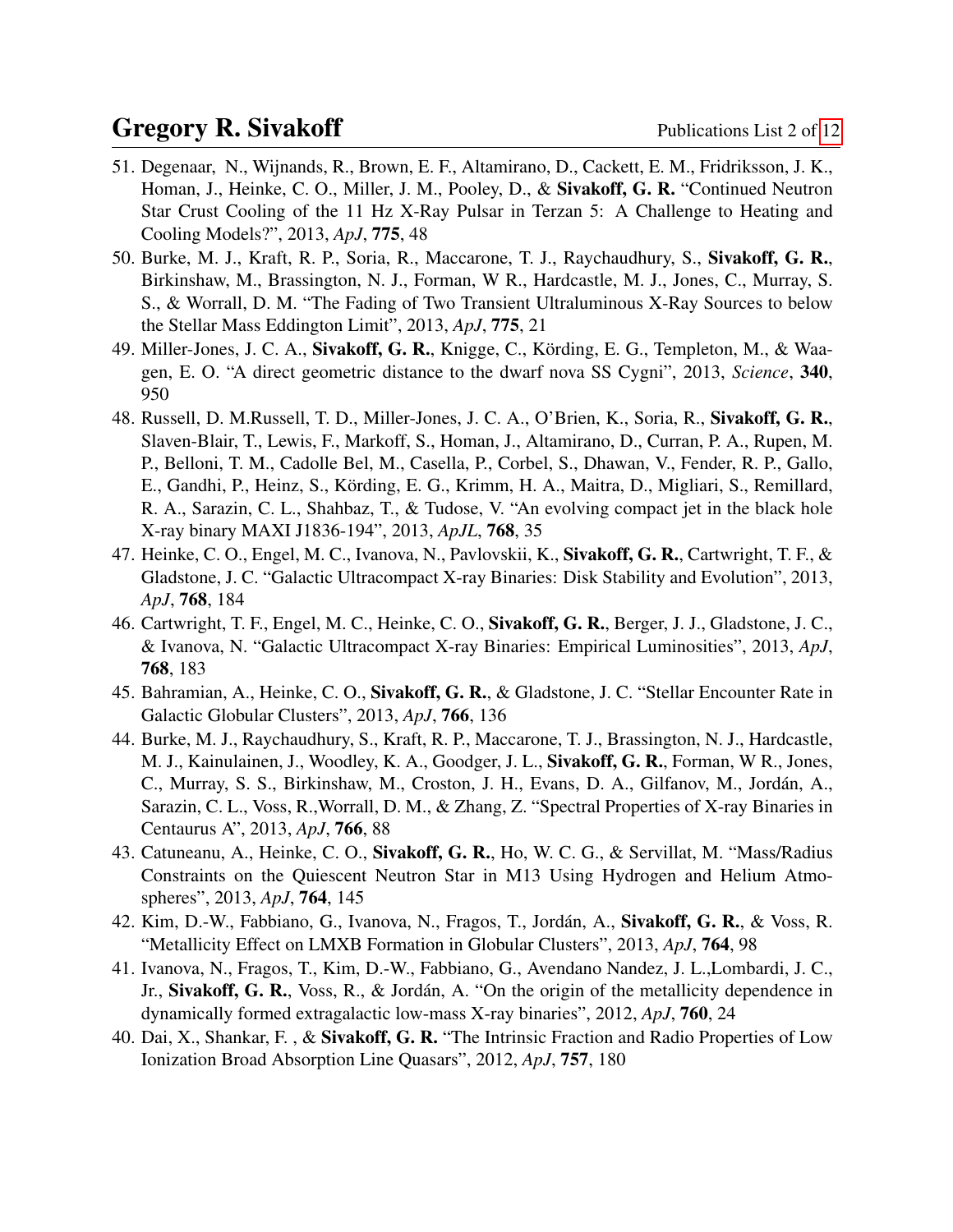51. Degenaar, N., Wijnands, R., Brown, E. F., Altamirano, D., Cackett, E. M., Fridriksson, J. K., Homan, J., Heinke, C. O., Miller, J. M., Pooley, D., & **Sivakoff, G. R.** "Continued Neutron Star Crust Cooling of the 11 Hz X-Ray Pulsar in Terzan 5: A Challenge to Heating and Cooling Models?", 2013, *ApJ*, **775**, 48
50. Burke, M. J., Kraft, R. P., Soria, R., Maccarone, T. J., Raychaudhury, S., **Sivakoff, G. R.**, Birkinshaw, M., Brassington, N. J., Forman, W R., Hardcastle, M. J., Jones, C., Murray, S. S., & Worrall, D. M. "The Fading of Two Transient Ultraluminous X-Ray Sources to below the Stellar Mass Eddington Limit", 2013, *ApJ*, **775**, 21
49. Miller-Jones, J. C. A., **Sivakoff, G. R.**, Knigge, C., Körding, E. G., Templeton, M., & Waagen, E. O. "A direct geometric distance to the dwarf nova SS Cygni", 2013, *Science*, **340**, 950
48. Russell, D. M.Russell, T. D., Miller-Jones, J. C. A., O'Brien, K., Soria, R., **Sivakoff, G. R.**, Slaven-Blair, T., Lewis, F., Markoff, S., Homan, J., Altamirano, D., Curran, P. A., Rupen, M. P., Belloni, T. M., Cadolle Bel, M., Casella, P., Corbel, S., Dhawan, V., Fender, R. P., Gallo, E., Gandhi, P., Heinz, S., Körding, E. G., Krimm, H. A., Maitra, D., Migliari, S., Remillard, R. A., Sarazin, C. L., Shahbaz, T., & Tudose, V. "An evolving compact jet in the black hole X-ray binary MAXI J1836-194", 2013, *ApJL*, **768**, 35
47. Heinke, C. O., Engel, M. C., Ivanova, N., Pavlovskii, K., **Sivakoff, G. R.**, Cartwright, T. F., & Gladstone, J. C. "Galactic Ultracompact X-ray Binaries: Disk Stability and Evolution", 2013, *ApJ*, **768**, 184
46. Cartwright, T. F., Engel, M. C., Heinke, C. O., **Sivakoff, G. R.**, Berger, J. J., Gladstone, J. C., & Ivanova, N. "Galactic Ultracompact X-ray Binaries: Empirical Luminosities", 2013, *ApJ*, **768**, 183
45. Bahramian, A., Heinke, C. O., **Sivakoff, G. R.**, & Gladstone, J. C. "Stellar Encounter Rate in Galactic Globular Clusters", 2013, *ApJ*, **766**, 136
44. Burke, M. J., Raychaudhury, S., Kraft, R. P., Maccarone, T. J., Brassington, N. J., Hardcastle, M. J., Kainulainen, J., Woodley, K. A., Goodger, J. L., **Sivakoff, G. R.**, Forman, W R., Jones, C., Murray, S. S., Birkinshaw, M., Croston, J. H., Evans, D. A., Gilfanov, M., Jordán, A., Sarazin, C. L., Voss, R.,Worrall, D. M., & Zhang, Z. "Spectral Properties of X-ray Binaries in Centaurus A", 2013, *ApJ*, **766**, 88
43. Catuneanu, A., Heinke, C. O., **Sivakoff, G. R.**, Ho, W. C. G., & Servillat, M. "Mass/Radius Constraints on the Quiescent Neutron Star in M13 Using Hydrogen and Helium Atmospheres", 2013, *ApJ*, **764**, 145
42. Kim, D.-W., Fabbiano, G., Ivanova, N., Fragos, T., Jordán, A., **Sivakoff, G. R.**, & Voss, R. "Metallicity Effect on LMXB Formation in Globular Clusters", 2013, *ApJ*, **764**, 98
41. Ivanova, N., Fragos, T., Kim, D.-W., Fabbiano, G., Avendano Nandez, J. L.,Lombardi, J. C., Jr., **Sivakoff, G. R.**, Voss, R., & Jordán, A. "On the origin of the metallicity dependence in dynamically formed extragalactic low-mass X-ray binaries", 2012, *ApJ*, **760**, 24
40. Dai, X., Shankar, F. , & **Sivakoff, G. R.** "The Intrinsic Fraction and Radio Properties of Low Ionization Broad Absorption Line Quasars", 2012, *ApJ*, **757**, 180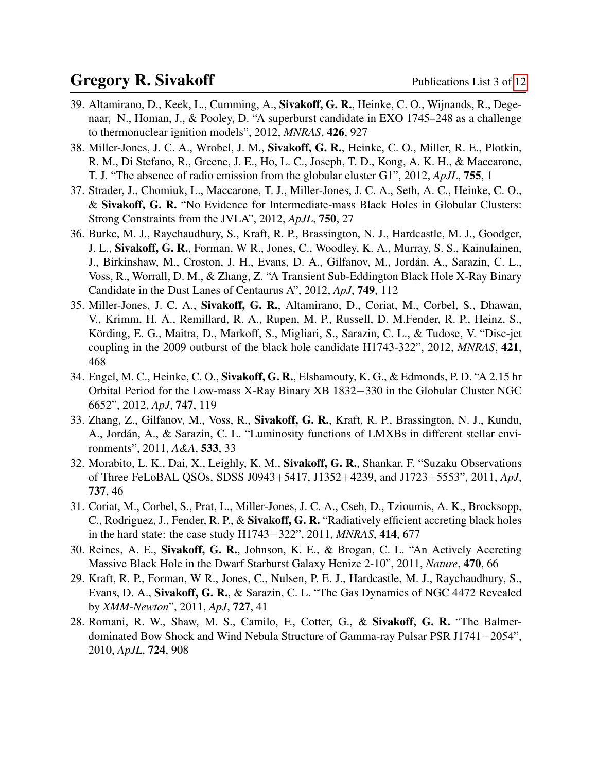39. Altamirano, D., Keek, L., Cumming, A., **Sivakoff, G. R.**, Heinke, C. O., Wijnands, R., Degenaar, N., Homan, J., & Pooley, D. "A superburst candidate in EXO 1745–248 as a challenge to thermonuclear ignition models", 2012, *MNRAS*, **426**, 927
38. Miller-Jones, J. C. A., Wrobel, J. M., **Sivakoff, G. R.**, Heinke, C. O., Miller, R. E., Plotkin, R. M., Di Stefano, R., Greene, J. E., Ho, L. C., Joseph, T. D., Kong, A. K. H., & Maccarone, T. J. "The absence of radio emission from the globular cluster G1", 2012, *ApJL*, **755**, 1
37. Strader, J., Chomiuk, L., Maccarone, T. J., Miller-Jones, J. C. A., Seth, A. C., Heinke, C. O., & **Sivakoff, G. R.** "No Evidence for Intermediate-mass Black Holes in Globular Clusters: Strong Constraints from the JVLA", 2012, *ApJL*, **750**, 27
36. Burke, M. J., Raychaudhury, S., Kraft, R. P., Brassington, N. J., Hardcastle, M. J., Goodger, J. L., **Sivakoff, G. R.**, Forman, W R., Jones, C., Woodley, K. A., Murray, S. S., Kainulainen, J., Birkinshaw, M., Croston, J. H., Evans, D. A., Gilfanov, M., Jordán, A., Sarazin, C. L., Voss, R., Worrall, D. M., & Zhang, Z. "A Transient Sub-Eddington Black Hole X-Ray Binary Candidate in the Dust Lanes of Centaurus A", 2012, *ApJ*, **749**, 112
35. Miller-Jones, J. C. A., **Sivakoff, G. R.**, Altamirano, D., Coriat, M., Corbel, S., Dhawan, V., Krimm, H. A., Remillard, R. A., Rupen, M. P., Russell, D. M.Fender, R. P., Heinz, S., Körding, E. G., Maitra, D., Markoff, S., Migliari, S., Sarazin, C. L., & Tudose, V. "Disc-jet coupling in the 2009 outburst of the black hole candidate H1743-322", 2012, *MNRAS*, **421**, 468
34. Engel, M. C., Heinke, C. O., **Sivakoff, G. R.**, Elshamouty, K. G., & Edmonds, P. D. "A 2.15 hr Orbital Period for the Low-mass X-Ray Binary XB 1832−330 in the Globular Cluster NGC 6652", 2012, *ApJ*, **747**, 119
33. Zhang, Z., Gilfanov, M., Voss, R., **Sivakoff, G. R.**, Kraft, R. P., Brassington, N. J., Kundu, A., Jordán, A., & Sarazin, C. L. "Luminosity functions of LMXBs in different stellar environments", 2011, *A&A*, **533**, 33
32. Morabito, L. K., Dai, X., Leighly, K. M., **Sivakoff, G. R.**, Shankar, F. "Suzaku Observations of Three FeLoBAL QSOs, SDSS J0943+5417, J1352+4239, and J1723+5553", 2011, *ApJ*, **737**, 46
31. Coriat, M., Corbel, S., Prat, L., Miller-Jones, J. C. A., Cseh, D., Tzioumis, A. K., Brocksopp, C., Rodriguez, J., Fender, R. P., & **Sivakoff, G. R.** "Radiatively efficient accreting black holes in the hard state: the case study H1743−322", 2011, *MNRAS*, **414**, 677
30. Reines, A. E., **Sivakoff, G. R.**, Johnson, K. E., & Brogan, C. L. "An Actively Accreting Massive Black Hole in the Dwarf Starburst Galaxy Henize 2-10", 2011, *Nature*, **470**, 66
29. Kraft, R. P., Forman, W R., Jones, C., Nulsen, P. E. J., Hardcastle, M. J., Raychaudhury, S., Evans, D. A., **Sivakoff, G. R.**, & Sarazin, C. L. "The Gas Dynamics of NGC 4472 Revealed by *XMM-Newton*", 2011, *ApJ*, **727**, 41
28. Romani, R. W., Shaw, M. S., Camilo, F., Cotter, G., & **Sivakoff, G. R.** "The Balmer-dominated Bow Shock and Wind Nebula Structure of Gamma-ray Pulsar PSR J1741−2054", 2010, *ApJL*, **724**, 908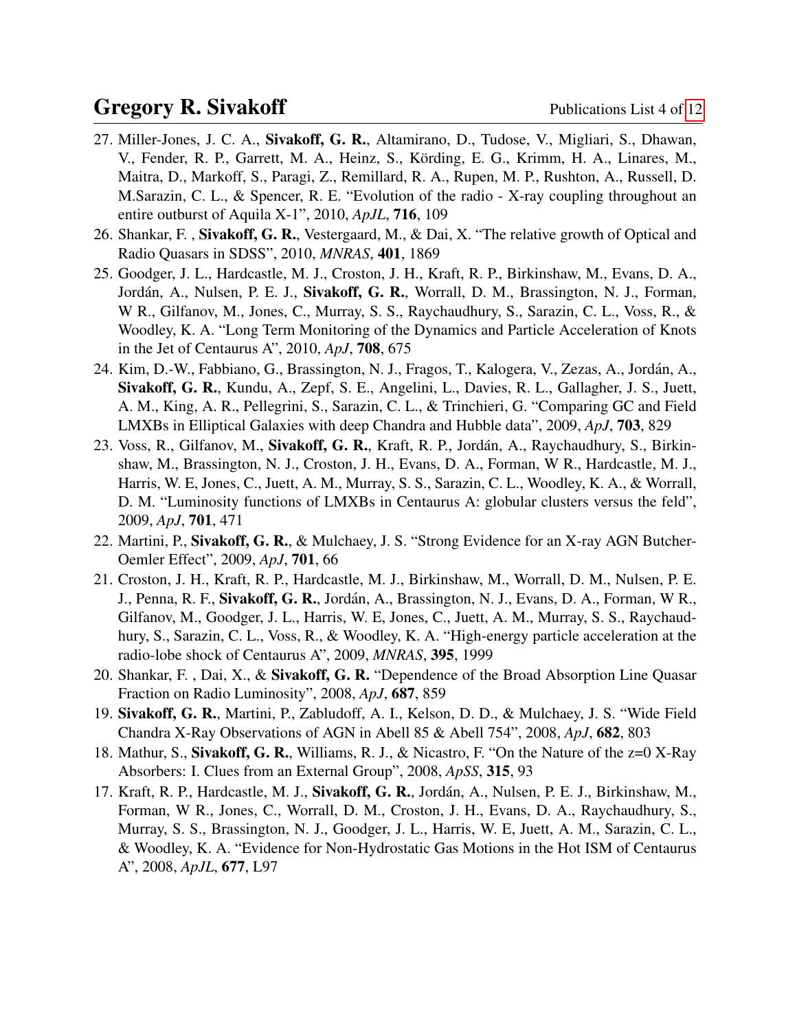27. Miller-Jones, J. C. A., **Sivakoff, G. R.**, Altamirano, D., Tudose, V., Migliari, S., Dhawan, V., Fender, R. P., Garrett, M. A., Heinz, S., Körding, E. G., Krimm, H. A., Linares, M., Maitra, D., Markoff, S., Paragi, Z., Remillard, R. A., Rupen, M. P., Rushton, A., Russell, D. M.Sarazin, C. L., & Spencer, R. E. "Evolution of the radio - X-ray coupling throughout an entire outburst of Aquila X-1", 2010, *ApJL*, **716**, 109
26. Shankar, F. , **Sivakoff, G. R.**, Vestergaard, M., & Dai, X. "The relative growth of Optical and Radio Quasars in SDSS", 2010, *MNRAS*, **401**, 1869
25. Goodger, J. L., Hardcastle, M. J., Croston, J. H., Kraft, R. P., Birkinshaw, M., Evans, D. A., Jordán, A., Nulsen, P. E. J., **Sivakoff, G. R.**, Worrall, D. M., Brassington, N. J., Forman, W R., Gilfanov, M., Jones, C., Murray, S. S., Raychaudhury, S., Sarazin, C. L., Voss, R., & Woodley, K. A. "Long Term Monitoring of the Dynamics and Particle Acceleration of Knots in the Jet of Centaurus A", 2010, *ApJ*, **708**, 675
24. Kim, D.-W., Fabbiano, G., Brassington, N. J., Fragos, T., Kalogera, V., Zezas, A., Jordán, A., **Sivakoff, G. R.**, Kundu, A., Zepf, S. E., Angelini, L., Davies, R. L., Gallagher, J. S., Juett, A. M., King, A. R., Pellegrini, S., Sarazin, C. L., & Trinchieri, G. "Comparing GC and Field LMXBs in Elliptical Galaxies with deep Chandra and Hubble data", 2009, *ApJ*, **703**, 829
23. Voss, R., Gilfanov, M., **Sivakoff, G. R.**, Kraft, R. P., Jordán, A., Raychaudhury, S., Birkinshaw, M., Brassington, N. J., Croston, J. H., Evans, D. A., Forman, W R., Hardcastle, M. J., Harris, W. E, Jones, C., Juett, A. M., Murray, S. S., Sarazin, C. L., Woodley, K. A., & Worrall, D. M. "Luminosity functions of LMXBs in Centaurus A: globular clusters versus the feld", 2009, *ApJ*, **701**, 471
22. Martini, P., **Sivakoff, G. R.**, & Mulchaey, J. S. "Strong Evidence for an X-ray AGN Butcher-Oemler Effect", 2009, *ApJ*, **701**, 66
21. Croston, J. H., Kraft, R. P., Hardcastle, M. J., Birkinshaw, M., Worrall, D. M., Nulsen, P. E. J., Penna, R. F., **Sivakoff, G. R.**, Jordán, A., Brassington, N. J., Evans, D. A., Forman, W R., Gilfanov, M., Goodger, J. L., Harris, W. E, Jones, C., Juett, A. M., Murray, S. S., Raychaudhury, S., Sarazin, C. L., Voss, R., & Woodley, K. A. "High-energy particle acceleration at the radio-lobe shock of Centaurus A", 2009, *MNRAS*, **395**, 1999
20. Shankar, F. , Dai, X., & **Sivakoff, G. R.** "Dependence of the Broad Absorption Line Quasar Fraction on Radio Luminosity", 2008, *ApJ*, **687**, 859
19. **Sivakoff, G. R.**, Martini, P., Zabludoff, A. I., Kelson, D. D., & Mulchaey, J. S. "Wide Field Chandra X-Ray Observations of AGN in Abell 85 & Abell 754", 2008, *ApJ*, **682**, 803
18. Mathur, S., **Sivakoff, G. R.**, Williams, R. J., & Nicastro, F. "On the Nature of the z=0 X-Ray Absorbers: I. Clues from an External Group", 2008, *ApSS*, **315**, 93
17. Kraft, R. P., Hardcastle, M. J., **Sivakoff, G. R.**, Jordán, A., Nulsen, P. E. J., Birkinshaw, M., Forman, W R., Jones, C., Worrall, D. M., Croston, J. H., Evans, D. A., Raychaudhury, S., Murray, S. S., Brassington, N. J., Goodger, J. L., Harris, W. E, Juett, A. M., Sarazin, C. L., & Woodley, K. A. "Evidence for Non-Hydrostatic Gas Motions in the Hot ISM of Centaurus A", 2008, *ApJL*, **677**, L97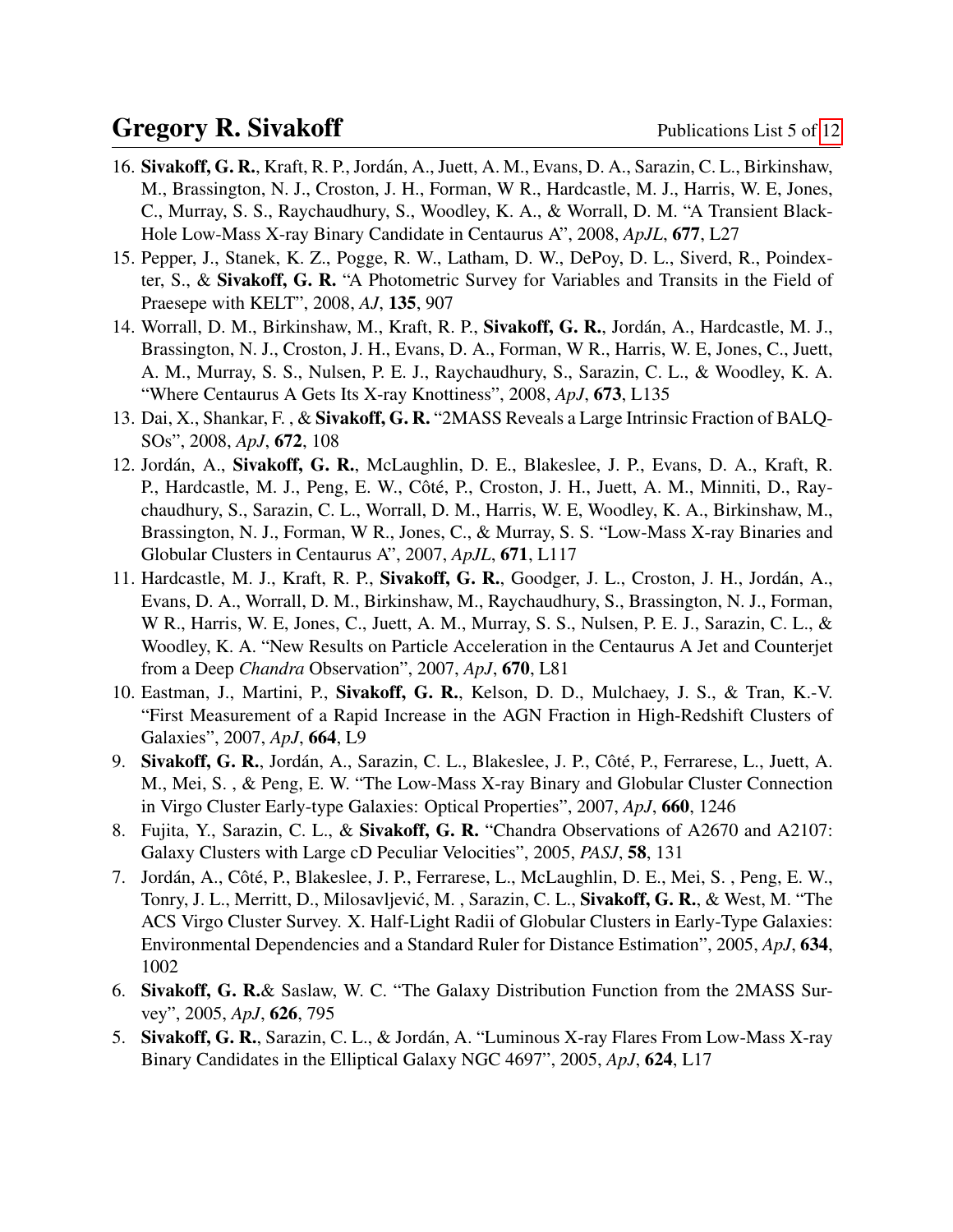16. **Sivakoff, G. R.**, Kraft, R. P., Jordán, A., Juett, A. M., Evans, D. A., Sarazin, C. L., Birkinshaw, M., Brassington, N. J., Croston, J. H., Forman, W R., Hardcastle, M. J., Harris, W. E, Jones, C., Murray, S. S., Raychaudhury, S., Woodley, K. A., & Worrall, D. M. "A Transient Black-Hole Low-Mass X-ray Binary Candidate in Centaurus A", 2008, *ApJL*, **677**, L27
15. Pepper, J., Stanek, K. Z., Pogge, R. W., Latham, D. W., DePoy, D. L., Siverd, R., Poindexter, S., & **Sivakoff, G. R.** "A Photometric Survey for Variables and Transits in the Field of Praesepe with KELT", 2008, *AJ*, **135**, 907
14. Worrall, D. M., Birkinshaw, M., Kraft, R. P., **Sivakoff, G. R.**, Jordán, A., Hardcastle, M. J., Brassington, N. J., Croston, J. H., Evans, D. A., Forman, W R., Harris, W. E, Jones, C., Juett, A. M., Murray, S. S., Nulsen, P. E. J., Raychaudhury, S., Sarazin, C. L., & Woodley, K. A. "Where Centaurus A Gets Its X-ray Knottiness", 2008, *ApJ*, **673**, L135
13. Dai, X., Shankar, F. , & **Sivakoff, G. R.** "2MASS Reveals a Large Intrinsic Fraction of BALQSOs", 2008, *ApJ*, **672**, 108
12. Jordán, A., **Sivakoff, G. R.**, McLaughlin, D. E., Blakeslee, J. P., Evans, D. A., Kraft, R. P., Hardcastle, M. J., Peng, E. W., Côté, P., Croston, J. H., Juett, A. M., Minniti, D., Raychaudhury, S., Sarazin, C. L., Worrall, D. M., Harris, W. E, Woodley, K. A., Birkinshaw, M., Brassington, N. J., Forman, W R., Jones, C., & Murray, S. S. "Low-Mass X-ray Binaries and Globular Clusters in Centaurus A", 2007, *ApJL*, **671**, L117
11. Hardcastle, M. J., Kraft, R. P., **Sivakoff, G. R.**, Goodger, J. L., Croston, J. H., Jordán, A., Evans, D. A., Worrall, D. M., Birkinshaw, M., Raychaudhury, S., Brassington, N. J., Forman, W R., Harris, W. E, Jones, C., Juett, A. M., Murray, S. S., Nulsen, P. E. J., Sarazin, C. L., & Woodley, K. A. "New Results on Particle Acceleration in the Centaurus A Jet and Counterjet from a Deep *Chandra* Observation", 2007, *ApJ*, **670**, L81
10. Eastman, J., Martini, P., **Sivakoff, G. R.**, Kelson, D. D., Mulchaey, J. S., & Tran, K.-V. "First Measurement of a Rapid Increase in the AGN Fraction in High-Redshift Clusters of Galaxies", 2007, *ApJ*, **664**, L9
9. **Sivakoff, G. R.**, Jordán, A., Sarazin, C. L., Blakeslee, J. P., Côté, P., Ferrarese, L., Juett, A. M., Mei, S. , & Peng, E. W. "The Low-Mass X-ray Binary and Globular Cluster Connection in Virgo Cluster Early-type Galaxies: Optical Properties", 2007, *ApJ*, **660**, 1246
8. Fujita, Y., Sarazin, C. L., & **Sivakoff, G. R.** "Chandra Observations of A2670 and A2107: Galaxy Clusters with Large cD Peculiar Velocities", 2005, *PASJ*, **58**, 131
7. Jordán, A., Côté, P., Blakeslee, J. P., Ferrarese, L., McLaughlin, D. E., Mei, S. , Peng, E. W., Tonry, J. L., Merritt, D., Milosavljević, M. , Sarazin, C. L., **Sivakoff, G. R.**, & West, M. "The ACS Virgo Cluster Survey. X. Half-Light Radii of Globular Clusters in Early-Type Galaxies: Environmental Dependencies and a Standard Ruler for Distance Estimation", 2005, *ApJ*, **634**, 1002
6. **Sivakoff, G. R.**& Saslaw, W. C. "The Galaxy Distribution Function from the 2MASS Survey", 2005, *ApJ*, **626**, 795
5. **Sivakoff, G. R.**, Sarazin, C. L., & Jordán, A. "Luminous X-ray Flares From Low-Mass X-ray Binary Candidates in the Elliptical Galaxy NGC 4697", 2005, *ApJ*, **624**, L17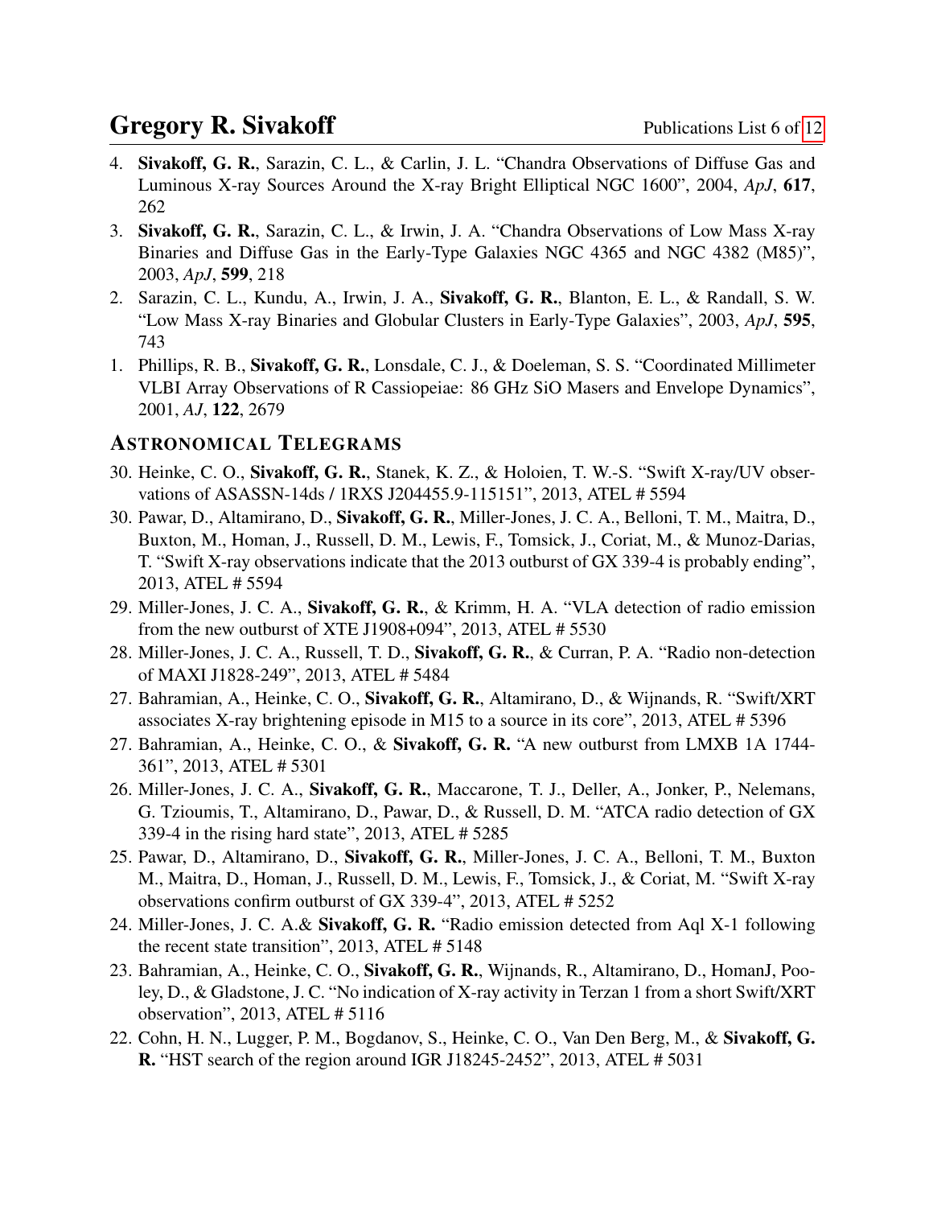4. **Sivakoff, G. R.**, Sarazin, C. L., & Carlin, J. L. "Chandra Observations of Diffuse Gas and Luminous X-ray Sources Around the X-ray Bright Elliptical NGC 1600", 2004, *ApJ*, **617**, 262

3. **Sivakoff, G. R.**, Sarazin, C. L., & Irwin, J. A. "Chandra Observations of Low Mass X-ray Binaries and Diffuse Gas in the Early-Type Galaxies NGC 4365 and NGC 4382 (M85)", 2003, *ApJ*, **599**, 218

2. Sarazin, C. L., Kundu, A., Irwin, J. A., **Sivakoff, G. R.**, Blanton, E. L., & Randall, S. W. "Low Mass X-ray Binaries and Globular Clusters in Early-Type Galaxies", 2003, *ApJ*, **595**, 743

1. Phillips, R. B., **Sivakoff, G. R.**, Lonsdale, C. J., & Doeleman, S. S. "Coordinated Millimeter VLBI Array Observations of R Cassiopeiae: 86 GHz SiO Masers and Envelope Dynamics", 2001, *AJ*, **122**, 2679

## Astronomical Telegrams

30. Heinke, C. O., **Sivakoff, G. R.**, Stanek, K. Z., & Holoien, T. W.-S. "Swift X-ray/UV observations of ASASSN-14ds / 1RXS J204455.9-115151", 2013, ATEL # 5594

30. Pawar, D., Altamirano, D., **Sivakoff, G. R.**, Miller-Jones, J. C. A., Belloni, T. M., Maitra, D., Buxton, M., Homan, J., Russell, D. M., Lewis, F., Tomsick, J., Coriat, M., & Munoz-Darias, T. "Swift X-ray observations indicate that the 2013 outburst of GX 339-4 is probably ending", 2013, ATEL # 5594

29. Miller-Jones, J. C. A., **Sivakoff, G. R.**, & Krimm, H. A. "VLA detection of radio emission from the new outburst of XTE J1908+094", 2013, ATEL # 5530

28. Miller-Jones, J. C. A., Russell, T. D., **Sivakoff, G. R.**, & Curran, P. A. "Radio non-detection of MAXI J1828-249", 2013, ATEL # 5484

27. Bahramian, A., Heinke, C. O., **Sivakoff, G. R.**, Altamirano, D., & Wijnands, R. "Swift/XRT associates X-ray brightening episode in M15 to a source in its core", 2013, ATEL # 5396

27. Bahramian, A., Heinke, C. O., & **Sivakoff, G. R.** "A new outburst from LMXB 1A 1744-361", 2013, ATEL # 5301

26. Miller-Jones, J. C. A., **Sivakoff, G. R.**, Maccarone, T. J., Deller, A., Jonker, P., Nelemans, G. Tzioumis, T., Altamirano, D., Pawar, D., & Russell, D. M. "ATCA radio detection of GX 339-4 in the rising hard state", 2013, ATEL # 5285

25. Pawar, D., Altamirano, D., **Sivakoff, G. R.**, Miller-Jones, J. C. A., Belloni, T. M., Buxton M., Maitra, D., Homan, J., Russell, D. M., Lewis, F., Tomsick, J., & Coriat, M. "Swift X-ray observations confirm outburst of GX 339-4", 2013, ATEL # 5252

24. Miller-Jones, J. C. A.& **Sivakoff, G. R.** "Radio emission detected from Aql X-1 following the recent state transition", 2013, ATEL # 5148

23. Bahramian, A., Heinke, C. O., **Sivakoff, G. R.**, Wijnands, R., Altamirano, D., HomanJ, Pooley, D., & Gladstone, J. C. "No indication of X-ray activity in Terzan 1 from a short Swift/XRT observation", 2013, ATEL # 5116

22. Cohn, H. N., Lugger, P. M., Bogdanov, S., Heinke, C. O., Van Den Berg, M., & **Sivakoff, G. R.** "HST search of the region around IGR J18245-2452", 2013, ATEL # 5031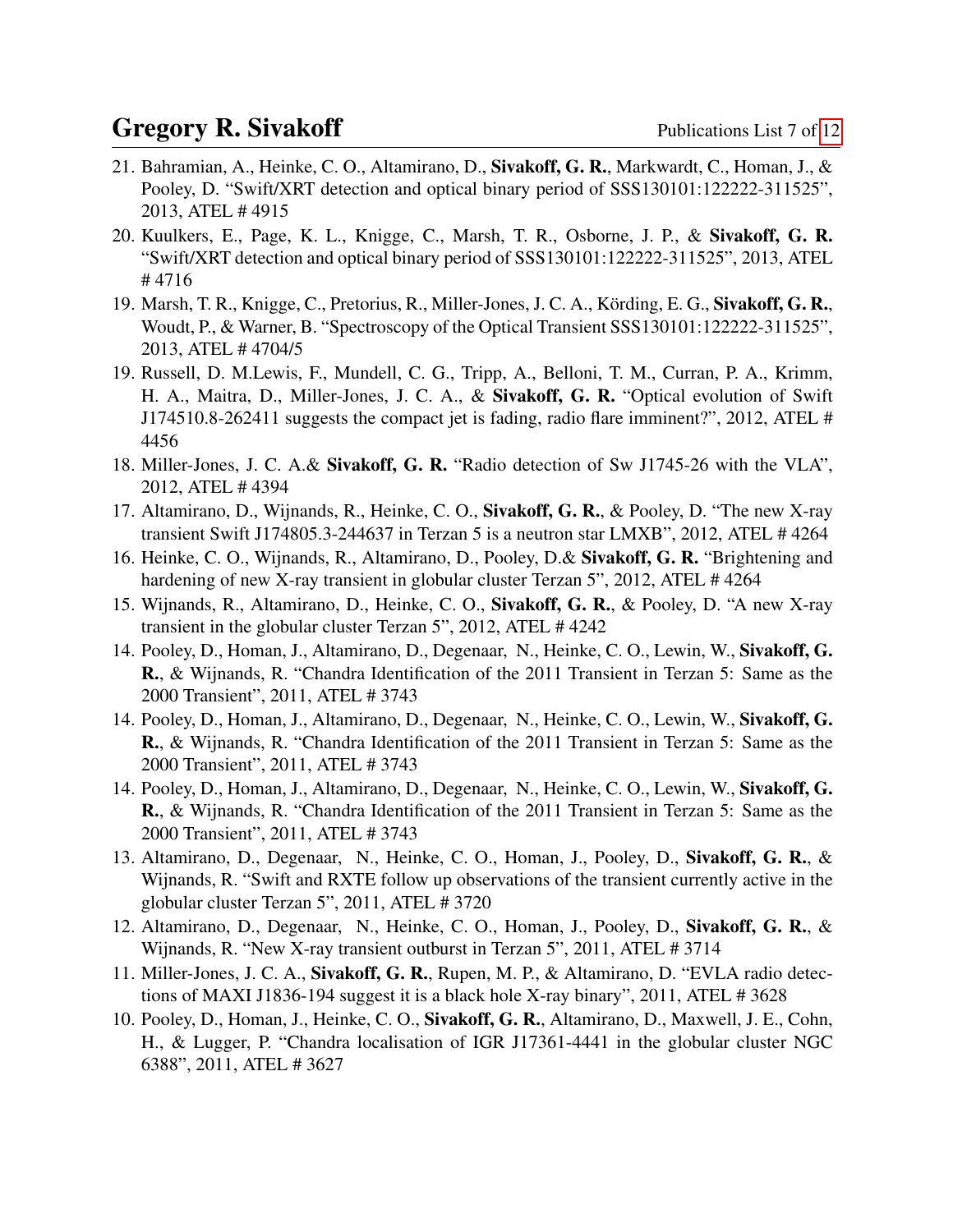21. Bahramian, A., Heinke, C. O., Altamirano, D., **Sivakoff, G. R.**, Markwardt, C., Homan, J., & Pooley, D. "Swift/XRT detection and optical binary period of SSS130101:122222-311525", 2013, ATEL # 4915
20. Kuulkers, E., Page, K. L., Knigge, C., Marsh, T. R., Osborne, J. P., & **Sivakoff, G. R.** "Swift/XRT detection and optical binary period of SSS130101:122222-311525", 2013, ATEL # 4716
19. Marsh, T. R., Knigge, C., Pretorius, R., Miller-Jones, J. C. A., Körding, E. G., **Sivakoff, G. R.**, Woudt, P., & Warner, B. "Spectroscopy of the Optical Transient SSS130101:122222-311525", 2013, ATEL # 4704/5
19. Russell, D. M.Lewis, F., Mundell, C. G., Tripp, A., Belloni, T. M., Curran, P. A., Krimm, H. A., Maitra, D., Miller-Jones, J. C. A., & **Sivakoff, G. R.** "Optical evolution of Swift J174510.8-262411 suggests the compact jet is fading, radio flare imminent?", 2012, ATEL # 4456
18. Miller-Jones, J. C. A.& **Sivakoff, G. R.** "Radio detection of Sw J1745-26 with the VLA", 2012, ATEL # 4394
17. Altamirano, D., Wijnands, R., Heinke, C. O., **Sivakoff, G. R.**, & Pooley, D. "The new X-ray transient Swift J174805.3-244637 in Terzan 5 is a neutron star LMXB", 2012, ATEL # 4264
16. Heinke, C. O., Wijnands, R., Altamirano, D., Pooley, D.& **Sivakoff, G. R.** "Brightening and hardening of new X-ray transient in globular cluster Terzan 5", 2012, ATEL # 4264
15. Wijnands, R., Altamirano, D., Heinke, C. O., **Sivakoff, G. R.**, & Pooley, D. "A new X-ray transient in the globular cluster Terzan 5", 2012, ATEL # 4242
14. Pooley, D., Homan, J., Altamirano, D., Degenaar, N., Heinke, C. O., Lewin, W., **Sivakoff, G. R.**, & Wijnands, R. "Chandra Identification of the 2011 Transient in Terzan 5: Same as the 2000 Transient", 2011, ATEL # 3743
14. Pooley, D., Homan, J., Altamirano, D., Degenaar, N., Heinke, C. O., Lewin, W., **Sivakoff, G. R.**, & Wijnands, R. "Chandra Identification of the 2011 Transient in Terzan 5: Same as the 2000 Transient", 2011, ATEL # 3743
14. Pooley, D., Homan, J., Altamirano, D., Degenaar, N., Heinke, C. O., Lewin, W., **Sivakoff, G. R.**, & Wijnands, R. "Chandra Identification of the 2011 Transient in Terzan 5: Same as the 2000 Transient", 2011, ATEL # 3743
13. Altamirano, D., Degenaar, N., Heinke, C. O., Homan, J., Pooley, D., **Sivakoff, G. R.**, & Wijnands, R. "Swift and RXTE follow up observations of the transient currently active in the globular cluster Terzan 5", 2011, ATEL # 3720
12. Altamirano, D., Degenaar, N., Heinke, C. O., Homan, J., Pooley, D., **Sivakoff, G. R.**, & Wijnands, R. "New X-ray transient outburst in Terzan 5", 2011, ATEL # 3714
11. Miller-Jones, J. C. A., **Sivakoff, G. R.**, Rupen, M. P., & Altamirano, D. "EVLA radio detections of MAXI J1836-194 suggest it is a black hole X-ray binary", 2011, ATEL # 3628
10. Pooley, D., Homan, J., Heinke, C. O., **Sivakoff, G. R.**, Altamirano, D., Maxwell, J. E., Cohn, H., & Lugger, P. "Chandra localisation of IGR J17361-4441 in the globular cluster NGC 6388", 2011, ATEL # 3627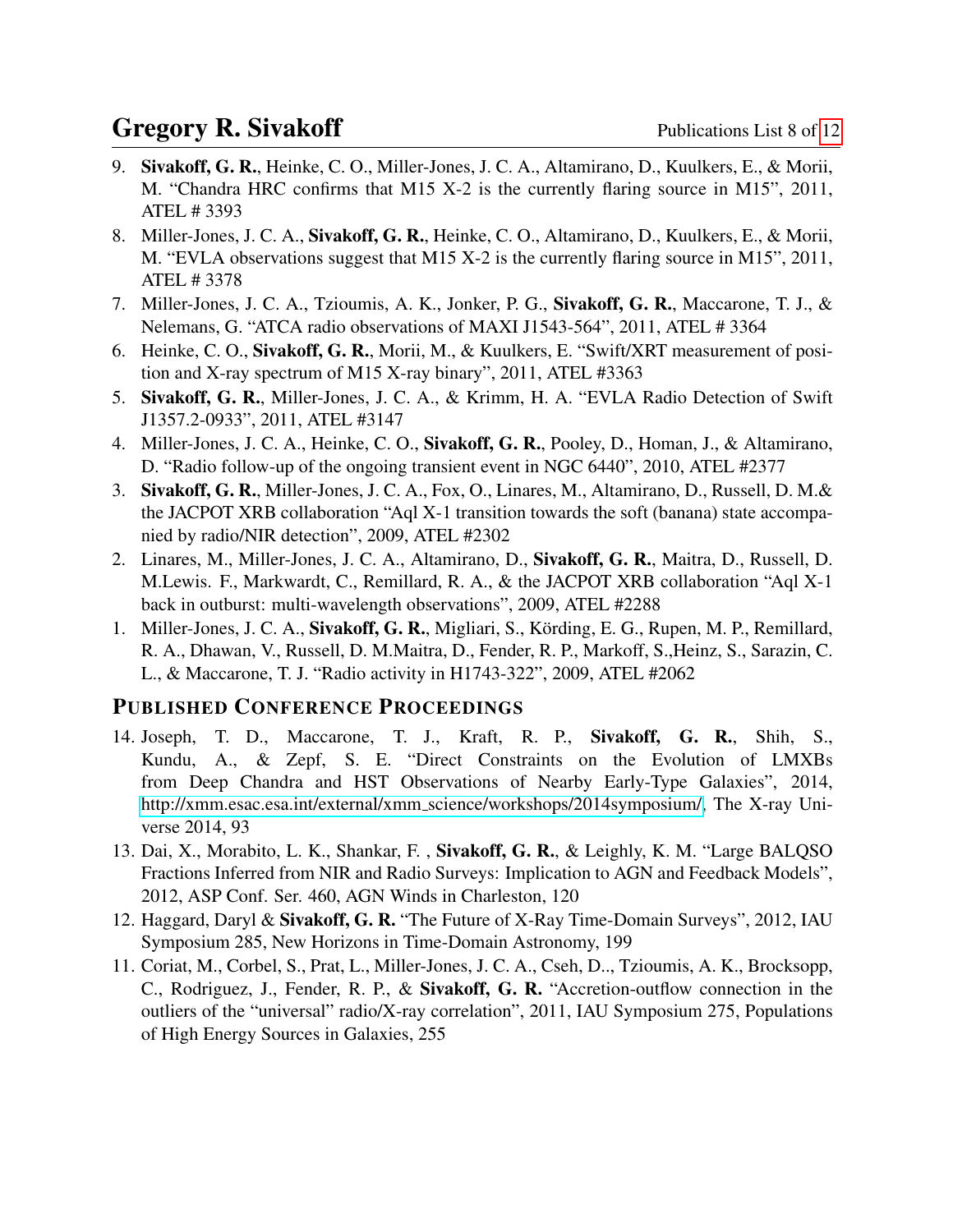9. **Sivakoff, G. R.**, Heinke, C. O., Miller-Jones, J. C. A., Altamirano, D., Kuulkers, E., & Morii, M. "Chandra HRC confirms that M15 X-2 is the currently flaring source in M15", 2011, ATEL # 3393
8. Miller-Jones, J. C. A., **Sivakoff, G. R.**, Heinke, C. O., Altamirano, D., Kuulkers, E., & Morii, M. "EVLA observations suggest that M15 X-2 is the currently flaring source in M15", 2011, ATEL # 3378
7. Miller-Jones, J. C. A., Tzioumis, A. K., Jonker, P. G., **Sivakoff, G. R.**, Maccarone, T. J., & Nelemans, G. "ATCA radio observations of MAXI J1543-564", 2011, ATEL # 3364
6. Heinke, C. O., **Sivakoff, G. R.**, Morii, M., & Kuulkers, E. "Swift/XRT measurement of position and X-ray spectrum of M15 X-ray binary", 2011, ATEL #3363
5. **Sivakoff, G. R.**, Miller-Jones, J. C. A., & Krimm, H. A. "EVLA Radio Detection of Swift J1357.2-0933", 2011, ATEL #3147
4. Miller-Jones, J. C. A., Heinke, C. O., **Sivakoff, G. R.**, Pooley, D., Homan, J., & Altamirano, D. "Radio follow-up of the ongoing transient event in NGC 6440", 2010, ATEL #2377
3. **Sivakoff, G. R.**, Miller-Jones, J. C. A., Fox, O., Linares, M., Altamirano, D., Russell, D. M.& the JACPOT XRB collaboration "Aql X-1 transition towards the soft (banana) state accompanied by radio/NIR detection", 2009, ATEL #2302
2. Linares, M., Miller-Jones, J. C. A., Altamirano, D., **Sivakoff, G. R.**, Maitra, D., Russell, D. M.Lewis. F., Markwardt, C., Remillard, R. A., & the JACPOT XRB collaboration "Aql X-1 back in outburst: multi-wavelength observations", 2009, ATEL #2288
1. Miller-Jones, J. C. A., **Sivakoff, G. R.**, Migliari, S., Körding, E. G., Rupen, M. P., Remillard, R. A., Dhawan, V., Russell, D. M.Maitra, D., Fender, R. P., Markoff, S.,Heinz, S., Sarazin, C. L., & Maccarone, T. J. "Radio activity in H1743-322", 2009, ATEL #2062

## Published Conference Proceedings

14. Joseph, T. D., Maccarone, T. J., Kraft, R. P., **Sivakoff, G. R.**, Shih, S., Kundu, A., & Zepf, S. E. "Direct Constraints on the Evolution of LMXBs from Deep Chandra and HST Observations of Nearby Early-Type Galaxies", 2014, http://xmm.esac.esa.int/external/xmm_science/workshops/2014symposium/, The X-ray Universe 2014, 93
13. Dai, X., Morabito, L. K., Shankar, F. , **Sivakoff, G. R.**, & Leighly, K. M. "Large BALQSO Fractions Inferred from NIR and Radio Surveys: Implication to AGN and Feedback Models", 2012, ASP Conf. Ser. 460, AGN Winds in Charleston, 120
12. Haggard, Daryl & **Sivakoff, G. R.** "The Future of X-Ray Time-Domain Surveys", 2012, IAU Symposium 285, New Horizons in Time-Domain Astronomy, 199
11. Coriat, M., Corbel, S., Prat, L., Miller-Jones, J. C. A., Cseh, D.., Tzioumis, A. K., Brocksopp, C., Rodriguez, J., Fender, R. P., & **Sivakoff, G. R.** "Accretion-outflow connection in the outliers of the "universal" radio/X-ray correlation", 2011, IAU Symposium 275, Populations of High Energy Sources in Galaxies, 255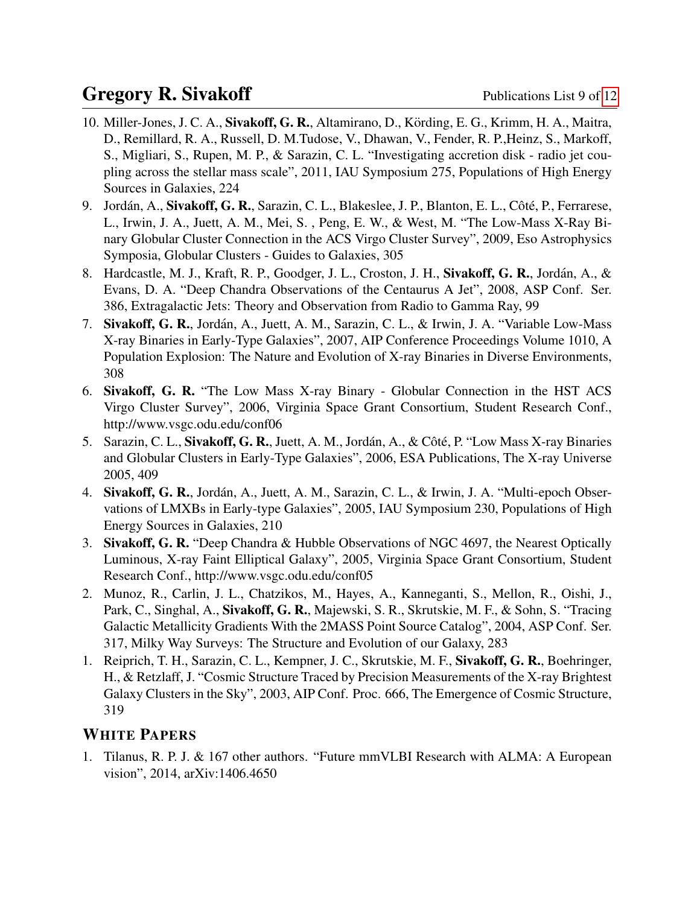10. Miller-Jones, J. C. A., **Sivakoff, G. R.**, Altamirano, D., Körding, E. G., Krimm, H. A., Maitra, D., Remillard, R. A., Russell, D. M.Tudose, V., Dhawan, V., Fender, R. P.,Heinz, S., Markoff, S., Migliari, S., Rupen, M. P., & Sarazin, C. L. "Investigating accretion disk - radio jet coupling across the stellar mass scale", 2011, IAU Symposium 275, Populations of High Energy Sources in Galaxies, 224
9. Jordán, A., **Sivakoff, G. R.**, Sarazin, C. L., Blakeslee, J. P., Blanton, E. L., Côté, P., Ferrarese, L., Irwin, J. A., Juett, A. M., Mei, S. , Peng, E. W., & West, M. "The Low-Mass X-Ray Binary Globular Cluster Connection in the ACS Virgo Cluster Survey", 2009, Eso Astrophysics Symposia, Globular Clusters - Guides to Galaxies, 305
8. Hardcastle, M. J., Kraft, R. P., Goodger, J. L., Croston, J. H., **Sivakoff, G. R.**, Jordán, A., & Evans, D. A. "Deep Chandra Observations of the Centaurus A Jet", 2008, ASP Conf. Ser. 386, Extragalactic Jets: Theory and Observation from Radio to Gamma Ray, 99
7. **Sivakoff, G. R.**, Jordán, A., Juett, A. M., Sarazin, C. L., & Irwin, J. A. "Variable Low-Mass X-ray Binaries in Early-Type Galaxies", 2007, AIP Conference Proceedings Volume 1010, A Population Explosion: The Nature and Evolution of X-ray Binaries in Diverse Environments, 308
6. **Sivakoff, G. R.** "The Low Mass X-ray Binary - Globular Connection in the HST ACS Virgo Cluster Survey", 2006, Virginia Space Grant Consortium, Student Research Conf., http://www.vsgc.odu.edu/conf06
5. Sarazin, C. L., **Sivakoff, G. R.**, Juett, A. M., Jordán, A., & Côté, P. "Low Mass X-ray Binaries and Globular Clusters in Early-Type Galaxies", 2006, ESA Publications, The X-ray Universe 2005, 409
4. **Sivakoff, G. R.**, Jordán, A., Juett, A. M., Sarazin, C. L., & Irwin, J. A. "Multi-epoch Observations of LMXBs in Early-type Galaxies", 2005, IAU Symposium 230, Populations of High Energy Sources in Galaxies, 210
3. **Sivakoff, G. R.** "Deep Chandra & Hubble Observations of NGC 4697, the Nearest Optically Luminous, X-ray Faint Elliptical Galaxy", 2005, Virginia Space Grant Consortium, Student Research Conf., http://www.vsgc.odu.edu/conf05
2. Munoz, R., Carlin, J. L., Chatzikos, M., Hayes, A., Kanneganti, S., Mellon, R., Oishi, J., Park, C., Singhal, A., **Sivakoff, G. R.**, Majewski, S. R., Skrutskie, M. F., & Sohn, S. "Tracing Galactic Metallicity Gradients With the 2MASS Point Source Catalog", 2004, ASP Conf. Ser. 317, Milky Way Surveys: The Structure and Evolution of our Galaxy, 283
1. Reiprich, T. H., Sarazin, C. L., Kempner, J. C., Skrutskie, M. F., **Sivakoff, G. R.**, Boehringer, H., & Retzlaff, J. "Cosmic Structure Traced by Precision Measurements of the X-ray Brightest Galaxy Clusters in the Sky", 2003, AIP Conf. Proc. 666, The Emergence of Cosmic Structure, 319

## White Papers

1. Tilanus, R. P. J. & 167 other authors. "Future mmVLBI Research with ALMA: A European vision", 2014, arXiv:1406.4650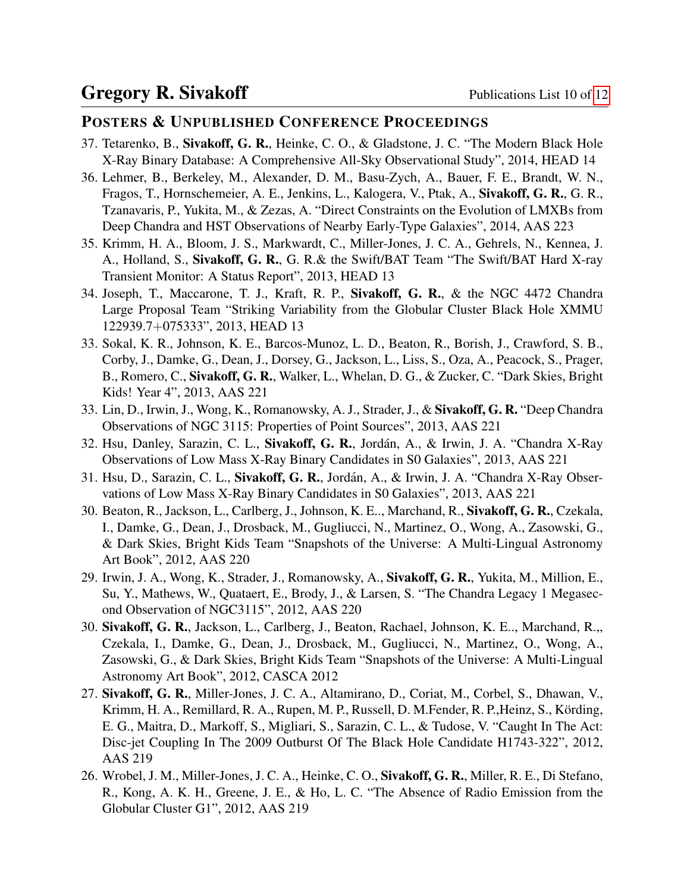## Posters & Unpublished Conference Proceedings

37. Tetarenko, B., **Sivakoff, G. R.**, Heinke, C. O., & Gladstone, J. C. "The Modern Black Hole X-Ray Binary Database: A Comprehensive All-Sky Observational Study", 2014, HEAD 14

36. Lehmer, B., Berkeley, M., Alexander, D. M., Basu-Zych, A., Bauer, F. E., Brandt, W. N., Fragos, T., Hornschemeier, A. E., Jenkins, L., Kalogera, V., Ptak, A., **Sivakoff, G. R.**, G. R., Tzanavaris, P., Yukita, M., & Zezas, A. "Direct Constraints on the Evolution of LMXBs from Deep Chandra and HST Observations of Nearby Early-Type Galaxies", 2014, AAS 223

35. Krimm, H. A., Bloom, J. S., Markwardt, C., Miller-Jones, J. C. A., Gehrels, N., Kennea, J. A., Holland, S., **Sivakoff, G. R.**, G. R.& the Swift/BAT Team "The Swift/BAT Hard X-ray Transient Monitor: A Status Report", 2013, HEAD 13

34. Joseph, T., Maccarone, T. J., Kraft, R. P., **Sivakoff, G. R.**, & the NGC 4472 Chandra Large Proposal Team "Striking Variability from the Globular Cluster Black Hole XMMU 122939.7+075333", 2013, HEAD 13

33. Sokal, K. R., Johnson, K. E., Barcos-Munoz, L. D., Beaton, R., Borish, J., Crawford, S. B., Corby, J., Damke, G., Dean, J., Dorsey, G., Jackson, L., Liss, S., Oza, A., Peacock, S., Prager, B., Romero, C., **Sivakoff, G. R.**, Walker, L., Whelan, D. G., & Zucker, C. "Dark Skies, Bright Kids! Year 4", 2013, AAS 221

33. Lin, D., Irwin, J., Wong, K., Romanowsky, A. J., Strader, J., & **Sivakoff, G. R.** "Deep Chandra Observations of NGC 3115: Properties of Point Sources", 2013, AAS 221

32. Hsu, Danley, Sarazin, C. L., **Sivakoff, G. R.**, Jordán, A., & Irwin, J. A. "Chandra X-Ray Observations of Low Mass X-Ray Binary Candidates in S0 Galaxies", 2013, AAS 221

31. Hsu, D., Sarazin, C. L., **Sivakoff, G. R.**, Jordán, A., & Irwin, J. A. "Chandra X-Ray Observations of Low Mass X-Ray Binary Candidates in S0 Galaxies", 2013, AAS 221

30. Beaton, R., Jackson, L., Carlberg, J., Johnson, K. E.., Marchand, R., **Sivakoff, G. R.**, Czekala, I., Damke, G., Dean, J., Drosback, M., Gugliucci, N., Martinez, O., Wong, A., Zasowski, G., & Dark Skies, Bright Kids Team "Snapshots of the Universe: A Multi-Lingual Astronomy Art Book", 2012, AAS 220

29. Irwin, J. A., Wong, K., Strader, J., Romanowsky, A., **Sivakoff, G. R.**, Yukita, M., Million, E., Su, Y., Mathews, W., Quataert, E., Brody, J., & Larsen, S. "The Chandra Legacy 1 Megasecond Observation of NGC3115", 2012, AAS 220

30. **Sivakoff, G. R.**, Jackson, L., Carlberg, J., Beaton, Rachael, Johnson, K. E.., Marchand, R.,, Czekala, I., Damke, G., Dean, J., Drosback, M., Gugliucci, N., Martinez, O., Wong, A., Zasowski, G., & Dark Skies, Bright Kids Team "Snapshots of the Universe: A Multi-Lingual Astronomy Art Book", 2012, CASCA 2012

27. **Sivakoff, G. R.**, Miller-Jones, J. C. A., Altamirano, D., Coriat, M., Corbel, S., Dhawan, V., Krimm, H. A., Remillard, R. A., Rupen, M. P., Russell, D. M.Fender, R. P.,Heinz, S., Körding, E. G., Maitra, D., Markoff, S., Migliari, S., Sarazin, C. L., & Tudose, V. "Caught In The Act: Disc-jet Coupling In The 2009 Outburst Of The Black Hole Candidate H1743-322", 2012, AAS 219

26. Wrobel, J. M., Miller-Jones, J. C. A., Heinke, C. O., **Sivakoff, G. R.**, Miller, R. E., Di Stefano, R., Kong, A. K. H., Greene, J. E., & Ho, L. C. "The Absence of Radio Emission from the Globular Cluster G1", 2012, AAS 219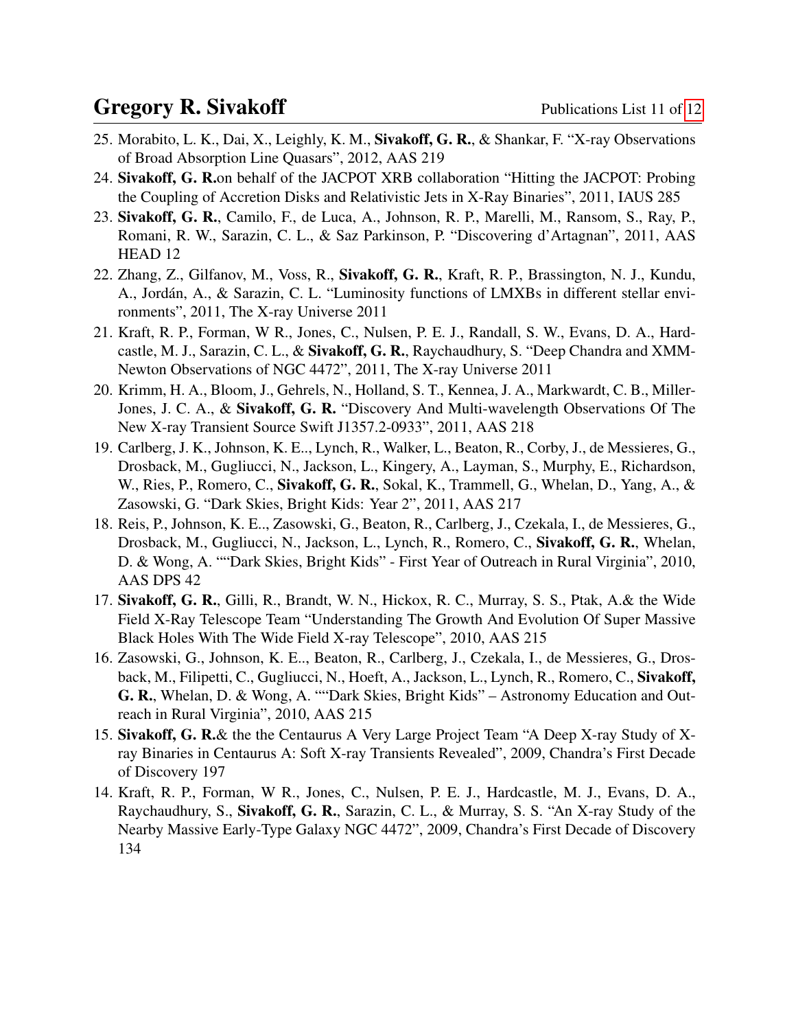25. Morabito, L. K., Dai, X., Leighly, K. M., **Sivakoff, G. R.**, & Shankar, F. “X-ray Observations of Broad Absorption Line Quasars”, 2012, AAS 219
24. **Sivakoff, G. R.**on behalf of the JACPOT XRB collaboration “Hitting the JACPOT: Probing the Coupling of Accretion Disks and Relativistic Jets in X-Ray Binaries”, 2011, IAUS 285
23. **Sivakoff, G. R.**, Camilo, F., de Luca, A., Johnson, R. P., Marelli, M., Ransom, S., Ray, P., Romani, R. W., Sarazin, C. L., & Saz Parkinson, P. “Discovering d’Artagnan”, 2011, AAS HEAD 12
22. Zhang, Z., Gilfanov, M., Voss, R., **Sivakoff, G. R.**, Kraft, R. P., Brassington, N. J., Kundu, A., Jordán, A., & Sarazin, C. L. “Luminosity functions of LMXBs in different stellar environments”, 2011, The X-ray Universe 2011
21. Kraft, R. P., Forman, W R., Jones, C., Nulsen, P. E. J., Randall, S. W., Evans, D. A., Hardcastle, M. J., Sarazin, C. L., & **Sivakoff, G. R.**, Raychaudhury, S. “Deep Chandra and XMM-Newton Observations of NGC 4472”, 2011, The X-ray Universe 2011
20. Krimm, H. A., Bloom, J., Gehrels, N., Holland, S. T., Kennea, J. A., Markwardt, C. B., Miller-Jones, J. C. A., & **Sivakoff, G. R.** “Discovery And Multi-wavelength Observations Of The New X-ray Transient Source Swift J1357.2-0933”, 2011, AAS 218
19. Carlberg, J. K., Johnson, K. E.., Lynch, R., Walker, L., Beaton, R., Corby, J., de Messieres, G., Drosback, M., Gugliucci, N., Jackson, L., Kingery, A., Layman, S., Murphy, E., Richardson, W., Ries, P., Romero, C., **Sivakoff, G. R.**, Sokal, K., Trammell, G., Whelan, D., Yang, A., & Zasowski, G. “Dark Skies, Bright Kids: Year 2”, 2011, AAS 217
18. Reis, P., Johnson, K. E.., Zasowski, G., Beaton, R., Carlberg, J., Czekala, I., de Messieres, G., Drosback, M., Gugliucci, N., Jackson, L., Lynch, R., Romero, C., **Sivakoff, G. R.**, Whelan, D. & Wong, A. ““Dark Skies, Bright Kids” - First Year of Outreach in Rural Virginia”, 2010, AAS DPS 42
17. **Sivakoff, G. R.**, Gilli, R., Brandt, W. N., Hickox, R. C., Murray, S. S., Ptak, A.& the Wide Field X-Ray Telescope Team “Understanding The Growth And Evolution Of Super Massive Black Holes With The Wide Field X-ray Telescope”, 2010, AAS 215
16. Zasowski, G., Johnson, K. E.., Beaton, R., Carlberg, J., Czekala, I., de Messieres, G., Drosback, M., Filipetti, C., Gugliucci, N., Hoeft, A., Jackson, L., Lynch, R., Romero, C., **Sivakoff, G. R.**, Whelan, D. & Wong, A. ““Dark Skies, Bright Kids” – Astronomy Education and Outreach in Rural Virginia”, 2010, AAS 215
15. **Sivakoff, G. R.**& the the Centaurus A Very Large Project Team “A Deep X-ray Study of X-ray Binaries in Centaurus A: Soft X-ray Transients Revealed”, 2009, Chandra’s First Decade of Discovery 197
14. Kraft, R. P., Forman, W R., Jones, C., Nulsen, P. E. J., Hardcastle, M. J., Evans, D. A., Raychaudhury, S., **Sivakoff, G. R.**, Sarazin, C. L., & Murray, S. S. “An X-ray Study of the Nearby Massive Early-Type Galaxy NGC 4472”, 2009, Chandra’s First Decade of Discovery 134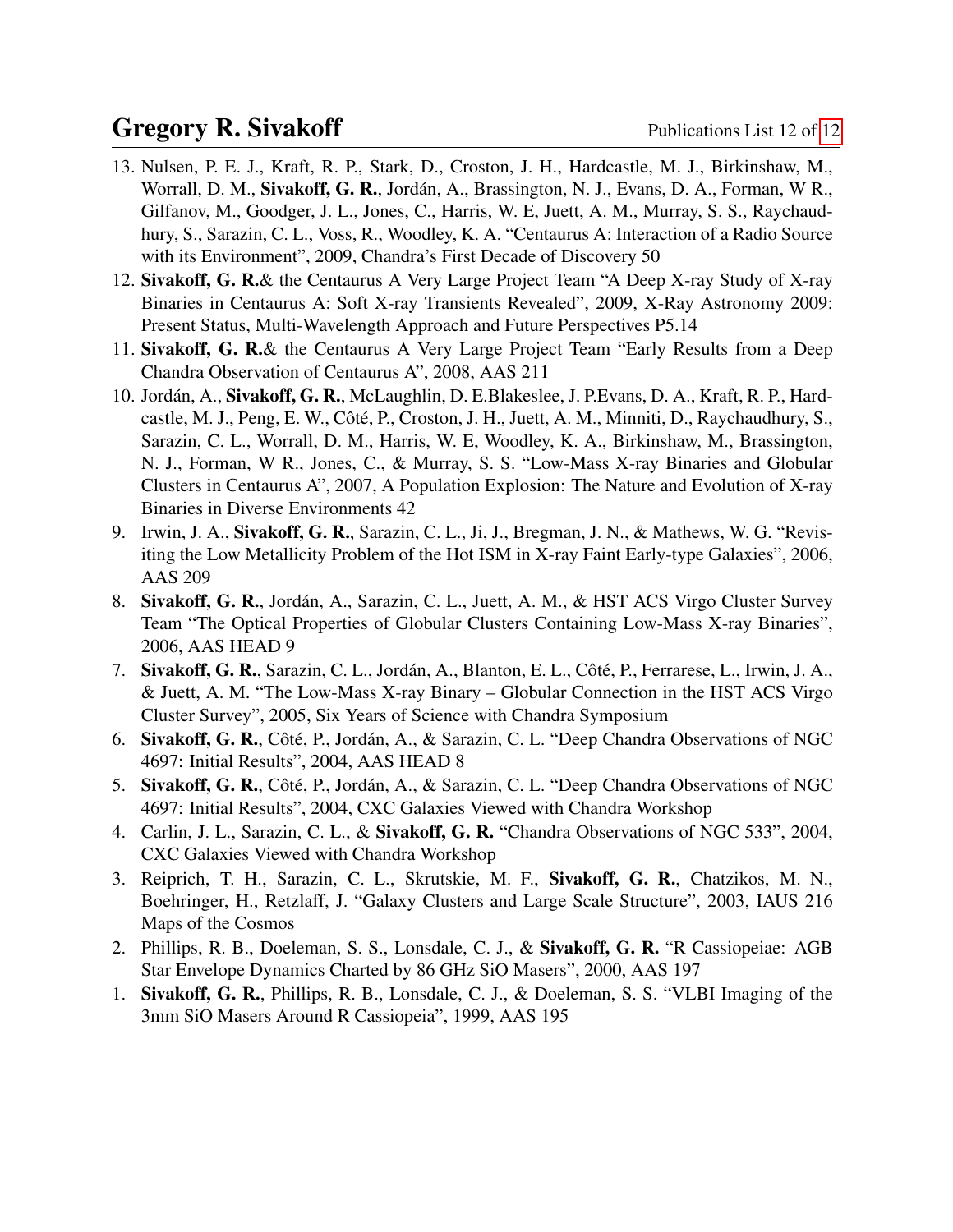13. Nulsen, P. E. J., Kraft, R. P., Stark, D., Croston, J. H., Hardcastle, M. J., Birkinshaw, M., Worrall, D. M., **Sivakoff, G. R.**, Jordán, A., Brassington, N. J., Evans, D. A., Forman, W R., Gilfanov, M., Goodger, J. L., Jones, C., Harris, W. E, Juett, A. M., Murray, S. S., Raychaudhury, S., Sarazin, C. L., Voss, R., Woodley, K. A. "Centaurus A: Interaction of a Radio Source with its Environment", 2009, Chandra's First Decade of Discovery 50
12. **Sivakoff, G. R.**& the Centaurus A Very Large Project Team "A Deep X-ray Study of X-ray Binaries in Centaurus A: Soft X-ray Transients Revealed", 2009, X-Ray Astronomy 2009: Present Status, Multi-Wavelength Approach and Future Perspectives P5.14
11. **Sivakoff, G. R.**& the Centaurus A Very Large Project Team "Early Results from a Deep Chandra Observation of Centaurus A", 2008, AAS 211
10. Jordán, A., **Sivakoff, G. R.**, McLaughlin, D. E.Blakeslee, J. P.Evans, D. A., Kraft, R. P., Hardcastle, M. J., Peng, E. W., Côté, P., Croston, J. H., Juett, A. M., Minniti, D., Raychaudhury, S., Sarazin, C. L., Worrall, D. M., Harris, W. E, Woodley, K. A., Birkinshaw, M., Brassington, N. J., Forman, W R., Jones, C., & Murray, S. S. "Low-Mass X-ray Binaries and Globular Clusters in Centaurus A", 2007, A Population Explosion: The Nature and Evolution of X-ray Binaries in Diverse Environments 42
9. Irwin, J. A., **Sivakoff, G. R.**, Sarazin, C. L., Ji, J., Bregman, J. N., & Mathews, W. G. "Revisiting the Low Metallicity Problem of the Hot ISM in X-ray Faint Early-type Galaxies", 2006, AAS 209
8. **Sivakoff, G. R.**, Jordán, A., Sarazin, C. L., Juett, A. M., & HST ACS Virgo Cluster Survey Team "The Optical Properties of Globular Clusters Containing Low-Mass X-ray Binaries", 2006, AAS HEAD 9
7. **Sivakoff, G. R.**, Sarazin, C. L., Jordán, A., Blanton, E. L., Côté, P., Ferrarese, L., Irwin, J. A., & Juett, A. M. "The Low-Mass X-ray Binary – Globular Connection in the HST ACS Virgo Cluster Survey", 2005, Six Years of Science with Chandra Symposium
6. **Sivakoff, G. R.**, Côté, P., Jordán, A., & Sarazin, C. L. "Deep Chandra Observations of NGC 4697: Initial Results", 2004, AAS HEAD 8
5. **Sivakoff, G. R.**, Côté, P., Jordán, A., & Sarazin, C. L. "Deep Chandra Observations of NGC 4697: Initial Results", 2004, CXC Galaxies Viewed with Chandra Workshop
4. Carlin, J. L., Sarazin, C. L., & **Sivakoff, G. R.** "Chandra Observations of NGC 533", 2004, CXC Galaxies Viewed with Chandra Workshop
3. Reiprich, T. H., Sarazin, C. L., Skrutskie, M. F., **Sivakoff, G. R.**, Chatzikos, M. N., Boehringer, H., Retzlaff, J. "Galaxy Clusters and Large Scale Structure", 2003, IAUS 216 Maps of the Cosmos
2. Phillips, R. B., Doeleman, S. S., Lonsdale, C. J., & **Sivakoff, G. R.** "R Cassiopeiae: AGB Star Envelope Dynamics Charted by 86 GHz SiO Masers", 2000, AAS 197
1. **Sivakoff, G. R.**, Phillips, R. B., Lonsdale, C. J., & Doeleman, S. S. "VLBI Imaging of the 3mm SiO Masers Around R Cassiopeia", 1999, AAS 195